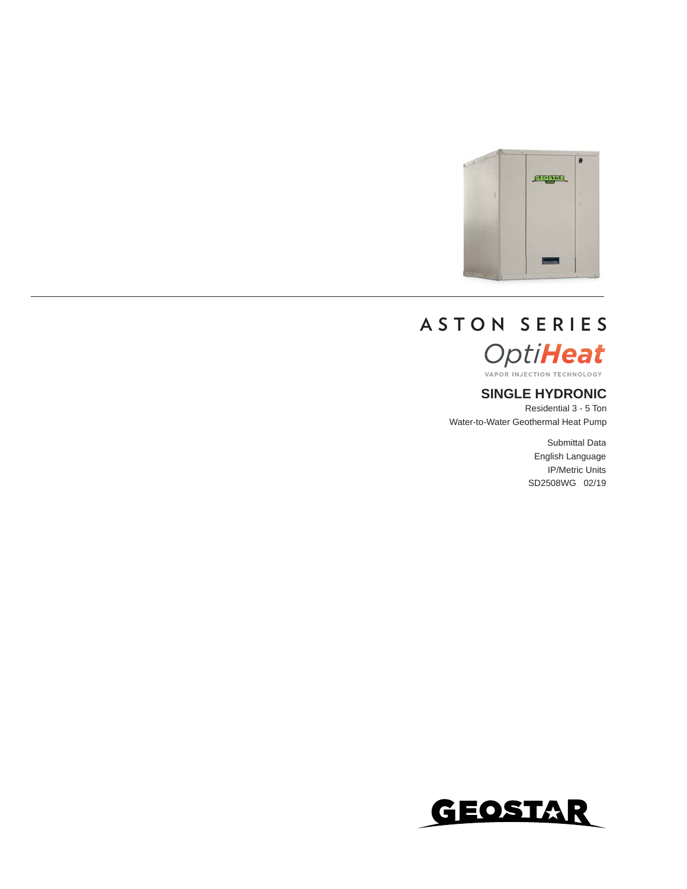# ASTON SERIES

OptiHeat

VAPOR INJECTION TECHNOLOGY

## SINGLE HYDRONIC

Residential 3 - 5 Ton

Water-to-Water Geothermal Heat Pump

Submittal Data

English Language

IP/Metric Units

SD2508WG 02/19

GEOSTAR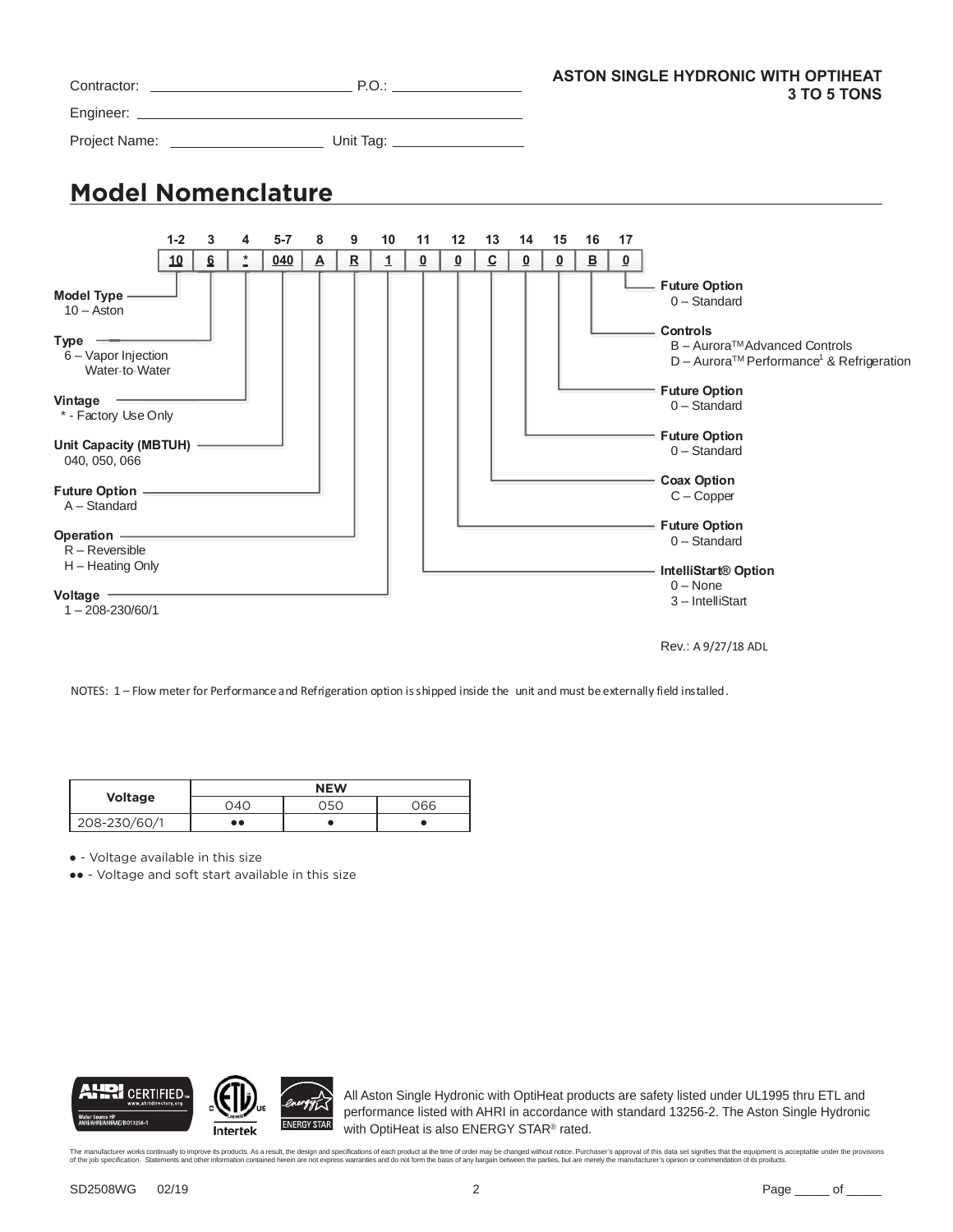Contractor: ____________________ P.O.: ____________

Engineer: ________________________________

Project Name: ________________ Unit Tag: ____________

**ASTON SINGLE HYDRONIC WITH OPTIHEAT**
**3 TO 5 TONS**

## Model Nomenclature

| 1-2 | 3 | 4 | 5-7 | 8 | 9 | 10 | 11 | 12 | 13 | 14 | 15 | 16 | 17 |
|---|---|---|---|---|---|---|---|---|---|---|---|---|---|
| 10 | 6 | * | 040 | A | R | 1 | 0 | 0 | C | 0 | 0 | B | 0 |

**Model Type**
- 10 – Aston

**Type**
- 6 – Vapor Injection Water-to-Water

**Vintage**
- * - Factory Use Only

**Unit Capacity (MBTUH)**
- 040, 050, 066

**Future Option**
- A – Standard

**Operation**
- R – Reversible
- H – Heating Only

**Voltage**
- 1 – 208-230/60/1

**IntelliStart® Option**
- 0 – None
- 3 – IntelliStart

**Future Option**
- 0 – Standard

**Coax Option**
- C – Copper

**Future Option**
- 0 – Standard

**Future Option**
- 0 – Standard

**Controls**
- B – Aurora™ Advanced Controls
- D – Aurora™ Performance[1] & Refrigeration

**Future Option**
- 0 – Standard

Rev.: A 9/27/18 ADL

NOTES: 1 – Flow meter for Performance and Refrigeration option is shipped inside the unit and must be externally field installed.

| Voltage | NEW | | |
|---|---|---|---|
| | 040 | 050 | 066 |
| 208-230/60/1 | ●● | ● | ● |

● - Voltage available in this size

●● - Voltage and soft start available in this size

All Aston Single Hydronic with OptiHeat products are safety listed under UL1995 thru ETL and performance listed with AHRI in accordance with standard 13256-2. The Aston Single Hydronic with OptiHeat is also ENERGY STAR® rated.

The manufacturer works continually to improve its products. As a result, the design and specifications of each product at the time of order may be changed without notice. Purchaser's approval of this data set signifies that the equipment is acceptable under the provisions of the job specification. Statements and other information contained herein are not express warranties and do not form the basis of any bargain between the parties, but are merely the manufacturer's opinion or commendation of its products.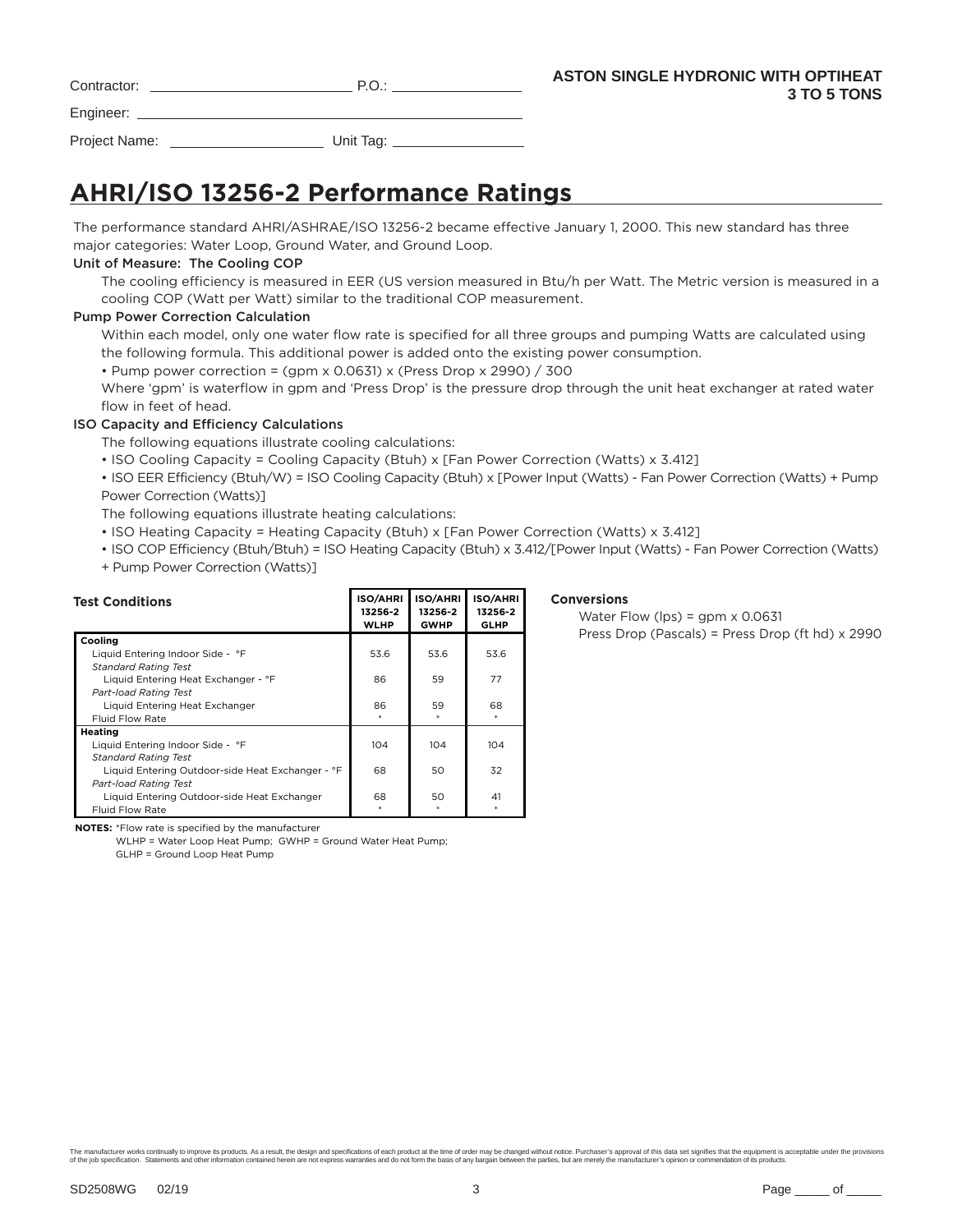Contractor: ____________________ P.O.: ______________

Engineer: ____________________________________

Project Name: ________________ Unit Tag: ______________

**ASTON SINGLE HYDRONIC WITH OPTIHEAT**
**3 TO 5 TONS**

## AHRI/ISO 13256-2 Performance Ratings

The performance standard AHRI/ASHRAE/ISO 13256-2 became effective January 1, 2000. This new standard has three major categories: Water Loop, Ground Water, and Ground Loop.

**Unit of Measure: The Cooling COP**

The cooling efficiency is measured in EER (US version measured in Btu/h per Watt. The Metric version is measured in a cooling COP (Watt per Watt) similar to the traditional COP measurement.

**Pump Power Correction Calculation**

Within each model, only one water flow rate is specified for all three groups and pumping Watts are calculated using the following formula. This additional power is added onto the existing power consumption.

- Pump power correction = (gpm x 0.0631) x (Press Drop x 2990) / 300

Where 'gpm' is waterflow in gpm and 'Press Drop' is the pressure drop through the unit heat exchanger at rated water flow in feet of head.

**ISO Capacity and Efficiency Calculations**

The following equations illustrate cooling calculations:

- ISO Cooling Capacity = Cooling Capacity (Btuh) x [Fan Power Correction (Watts) x 3.412]
- ISO EER Efficiency (Btuh/W) = ISO Cooling Capacity (Btuh) x [Power Input (Watts) - Fan Power Correction (Watts) + Pump Power Correction (Watts)]

The following equations illustrate heating calculations:

- ISO Heating Capacity = Heating Capacity (Btuh) x [Fan Power Correction (Watts) x 3.412]
- ISO COP Efficiency (Btuh/Btuh) = ISO Heating Capacity (Btuh) x 3.412/[Power Input (Watts) - Fan Power Correction (Watts) + Pump Power Correction (Watts)]

| Test Conditions | ISO/AHRI 13256-2 WLHP | ISO/AHRI 13256-2 GWHP | ISO/AHRI 13256-2 GLHP |
|---|---|---|---|
| **Cooling** | | | |
| Liquid Entering Indoor Side - °F | 53.6 | 53.6 | 53.6 |
| *Standard Rating Test* | | | |
| Liquid Entering Heat Exchanger - °F | 86 | 59 | 77 |
| *Part-load Rating Test* | | | |
| Liquid Entering Heat Exchanger | 86 | 59 | 68 |
| Fluid Flow Rate | * | * | * |
| **Heating** | | | |
| Liquid Entering Indoor Side - °F | 104 | 104 | 104 |
| *Standard Rating Test* | | | |
| Liquid Entering Outdoor-side Heat Exchanger - °F | 68 | 50 | 32 |
| *Part-load Rating Test* | | | |
| Liquid Entering Outdoor-side Heat Exchanger | 68 | 50 | 41 |
| Fluid Flow Rate | * | * | * |

**NOTES:** *Flow rate is specified by the manufacturer
WLHP = Water Loop Heat Pump; GWHP = Ground Water Heat Pump;
GLHP = Ground Loop Heat Pump

**Conversions**

Water Flow (lps) = gpm x 0.0631
Press Drop (Pascals) = Press Drop (ft hd) x 2990

The manufacturer works continually to improve its products. As a result, the design and specifications of each product at the time of order may be changed without notice. Purchaser's approval of this data set signifies that the equipment is acceptable under the provisions of the job specification. Statements and other information contained herein are not express warranties and do not form the basis of any bargain between the parties, but are merely the manufacturer's opinion or commendation of its products.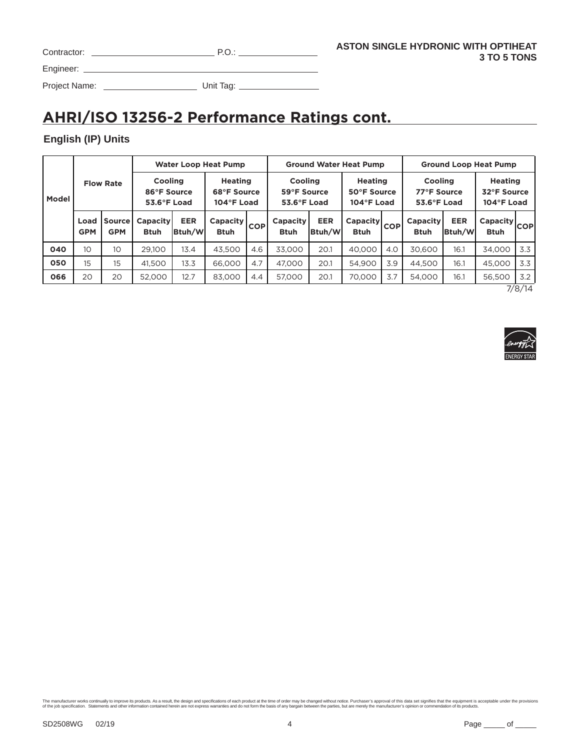Contractor: ____________________ P.O.: ______________

Engineer: ________________________________________

Project Name: ________________ Unit Tag: ______________

**ASTON SINGLE HYDRONIC WITH OPTIHEAT**
**3 TO 5 TONS**

# AHRI/ISO 13256-2 Performance Ratings cont.

## English (IP) Units

| Model | Flow Rate | | Water Loop Heat Pump | | | | Ground Water Heat Pump | | | | Ground Loop Heat Pump | | | |
|---|---|---|---|---|---|---|---|---|---|---|---|---|---|---|
| | | | Cooling 86°F Source 53.6°F Load | | Heating 68°F Source 104°F Load | | Cooling 59°F Source 53.6°F Load | | Heating 50°F Source 104°F Load | | Cooling 77°F Source 53.6°F Load | | Heating 32°F Source 104°F Load | |
| | Load GPM | Source GPM | Capacity Btuh | EER Btuh/W | Capacity Btuh | COP | Capacity Btuh | EER Btuh/W | Capacity Btuh | COP | Capacity Btuh | EER Btuh/W | Capacity Btuh | COP |
| **040** | 10 | 10 | 29,100 | 13.4 | 43,500 | 4.6 | 33,000 | 20.1 | 40,000 | 4.0 | 30,600 | 16.1 | 34,000 | 3.3 |
| **050** | 15 | 15 | 41,500 | 13.3 | 66,000 | 4.7 | 47,000 | 20.1 | 54,900 | 3.9 | 44,500 | 16.1 | 45,000 | 3.3 |
| **066** | 20 | 20 | 52,000 | 12.7 | 83,000 | 4.4 | 57,000 | 20.1 | 70,000 | 3.7 | 54,000 | 16.1 | 56,500 | 3.2 |

7/8/14

ENERGY STAR

The manufacturer works continually to improve its products. As a result, the design and specifications of each product at the time of order may be changed without notice. Purchaser's approval of this data set signifies that the equipment is acceptable under the provisions of the job specification. Statements and other information contained herein are not express warranties and do not form the basis of any bargain between the parties, but are merely the manufacturer's opinion or commendation of its products.

SD2508WG 02/19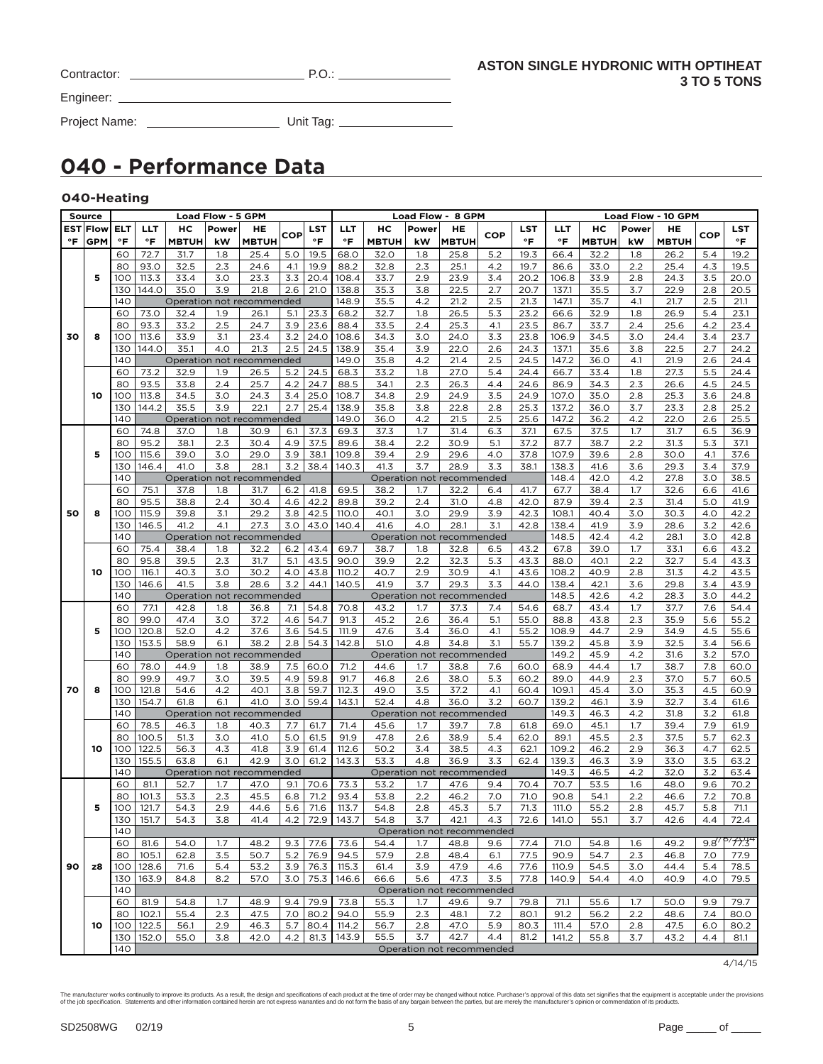Contractor: ______________________ P.O.: ______________

Engineer: ______________________________________

Project Name: __________________ Unit Tag: ______________

**ASTON SINGLE HYDRONIC WITH OPTIHEAT 3 TO 5 TONS**

# 040 - Performance Data

### 040-Heating

| Source | | | Load Flow - 5 GPM | | | | | | Load Flow - 8 GPM | | | | | | Load Flow - 10 GPM | | | | | |
|---|---|---|---|---|---|---|---|---|---|---|---|---|---|---|---|---|---|---|---|---|
| EST °F | Flow GPM | ELT °F | LLT °F | HC MBTUH | Power kW | HE MBTUH | COP | LST °F | LLT °F | HC MBTUH | Power kW | HE MBTUH | COP | LST °F | LLT °F | HC MBTUH | Power kW | HE MBTUH | COP | LST °F |
| 30 | 5 | 60 | 72.7 | 31.7 | 1.8 | 25.4 | 5.0 | 19.5 | 68.0 | 32.0 | 1.8 | 25.8 | 5.2 | 19.3 | 66.4 | 32.2 | 1.8 | 26.2 | 5.4 | 19.2 |
| | | 80 | 93.0 | 32.5 | 2.3 | 24.6 | 4.1 | 19.9 | 88.2 | 32.8 | 2.3 | 25.1 | 4.2 | 19.7 | 86.6 | 33.0 | 2.2 | 25.4 | 4.3 | 19.5 |
| | | 100 | 113.3 | 33.4 | 3.0 | 23.3 | 3.3 | 20.4 | 108.4 | 33.7 | 2.9 | 23.9 | 3.4 | 20.2 | 106.8 | 33.9 | 2.8 | 24.3 | 3.5 | 20.0 |
| | | 130 | 144.0 | 35.0 | 3.9 | 21.8 | 2.6 | 21.0 | 138.8 | 35.3 | 3.8 | 22.5 | 2.7 | 20.7 | 137.1 | 35.5 | 3.7 | 22.9 | 2.8 | 20.5 |
| | | 140 | Operation not recommended | | | | | | 148.9 | 35.5 | 4.2 | 21.2 | 2.5 | 21.3 | 147.1 | 35.7 | 4.1 | 21.7 | 2.5 | 21.1 |
| | 8 | 60 | 73.0 | 32.4 | 1.9 | 26.1 | 5.1 | 23.3 | 68.2 | 32.7 | 1.8 | 26.5 | 5.3 | 23.2 | 66.6 | 32.9 | 1.8 | 26.9 | 5.4 | 23.1 |
| | | 80 | 93.3 | 33.2 | 2.5 | 24.7 | 3.9 | 23.6 | 88.4 | 33.5 | 2.4 | 25.3 | 4.1 | 23.5 | 86.7 | 33.7 | 2.4 | 25.6 | 4.2 | 23.4 |
| | | 100 | 113.6 | 33.9 | 3.1 | 23.4 | 3.2 | 24.0 | 108.6 | 34.3 | 3.0 | 24.0 | 3.3 | 23.8 | 106.9 | 34.5 | 3.0 | 24.4 | 3.4 | 23.7 |
| | | 130 | 144.0 | 35.1 | 4.0 | 21.3 | 2.5 | 24.5 | 138.9 | 35.4 | 3.9 | 22.0 | 2.6 | 24.3 | 137.1 | 35.6 | 3.8 | 22.5 | 2.7 | 24.2 |
| | | 140 | Operation not recommended | | | | | | 149.0 | 35.8 | 4.2 | 21.4 | 2.5 | 24.5 | 147.2 | 36.0 | 4.1 | 21.9 | 2.6 | 24.4 |
| | 10 | 60 | 73.2 | 32.9 | 1.9 | 26.5 | 5.2 | 24.5 | 68.3 | 33.2 | 1.8 | 27.0 | 5.4 | 24.4 | 66.7 | 33.4 | 1.8 | 27.3 | 5.5 | 24.4 |
| | | 80 | 93.5 | 33.8 | 2.4 | 25.7 | 4.2 | 24.7 | 88.5 | 34.1 | 2.3 | 26.3 | 4.4 | 24.6 | 86.9 | 34.3 | 2.3 | 26.6 | 4.5 | 24.5 |
| | | 100 | 113.8 | 34.5 | 3.0 | 24.3 | 3.4 | 25.0 | 108.7 | 34.8 | 2.9 | 24.9 | 3.5 | 24.9 | 107.0 | 35.0 | 2.8 | 25.3 | 3.6 | 24.8 |
| | | 130 | 144.2 | 35.5 | 3.9 | 22.1 | 2.7 | 25.4 | 138.9 | 35.8 | 3.8 | 22.8 | 2.8 | 25.3 | 137.2 | 36.0 | 3.7 | 23.3 | 2.8 | 25.2 |
| | | 140 | Operation not recommended | | | | | | 149.0 | 36.0 | 4.2 | 21.5 | 2.5 | 25.6 | 147.2 | 36.2 | 4.2 | 22.0 | 2.6 | 25.5 |
| 50 | 5 | 60 | 74.8 | 37.0 | 1.8 | 30.9 | 6.1 | 37.3 | 69.3 | 37.3 | 1.7 | 31.4 | 6.3 | 37.1 | 67.5 | 37.5 | 1.7 | 31.7 | 6.5 | 36.9 |
| | | 80 | 95.2 | 38.1 | 2.3 | 30.4 | 4.9 | 37.5 | 89.6 | 38.4 | 2.2 | 30.9 | 5.1 | 37.2 | 87.7 | 38.7 | 2.2 | 31.3 | 5.3 | 37.1 |
| | | 100 | 115.6 | 39.0 | 3.0 | 29.0 | 3.9 | 38.1 | 109.8 | 39.4 | 2.9 | 29.6 | 4.0 | 37.8 | 107.9 | 39.6 | 2.8 | 30.0 | 4.1 | 37.6 |
| | | 130 | 146.4 | 41.0 | 3.8 | 28.1 | 3.2 | 38.4 | 140.3 | 41.3 | 3.7 | 28.9 | 3.3 | 38.1 | 138.3 | 41.6 | 3.6 | 29.3 | 3.4 | 37.9 |
| | | 140 | Operation not recommended | | | | | | Operation not recommended | | | | | | 148.4 | 42.0 | 4.2 | 27.8 | 3.0 | 38.5 |
| | 8 | 60 | 75.1 | 37.8 | 1.8 | 31.7 | 6.2 | 41.8 | 69.5 | 38.2 | 1.7 | 32.2 | 6.4 | 41.7 | 67.7 | 38.4 | 1.7 | 32.6 | 6.6 | 41.6 |
| | | 80 | 95.5 | 38.8 | 2.4 | 30.4 | 4.6 | 42.2 | 89.8 | 39.2 | 2.4 | 31.0 | 4.8 | 42.0 | 87.9 | 39.4 | 2.3 | 31.4 | 5.0 | 41.9 |
| | | 100 | 115.9 | 39.8 | 3.1 | 29.2 | 3.8 | 42.5 | 110.0 | 40.1 | 3.0 | 29.9 | 3.9 | 42.3 | 108.1 | 40.4 | 3.0 | 30.3 | 4.0 | 42.2 |
| | | 130 | 146.5 | 41.2 | 4.1 | 27.3 | 3.0 | 43.0 | 140.4 | 41.6 | 4.0 | 28.1 | 3.1 | 42.8 | 138.4 | 41.9 | 3.9 | 28.6 | 3.2 | 42.6 |
| | | 140 | Operation not recommended | | | | | | Operation not recommended | | | | | | 148.5 | 42.4 | 4.2 | 28.1 | 3.0 | 42.8 |
| | 10 | 60 | 75.4 | 38.4 | 1.8 | 32.2 | 6.2 | 43.4 | 69.7 | 38.7 | 1.8 | 32.8 | 6.5 | 43.2 | 67.8 | 39.0 | 1.7 | 33.1 | 6.6 | 43.2 |
| | | 80 | 95.8 | 39.5 | 2.3 | 31.7 | 5.1 | 43.5 | 90.0 | 39.9 | 2.2 | 32.3 | 5.3 | 43.3 | 88.0 | 40.1 | 2.2 | 32.7 | 5.4 | 43.3 |
| | | 100 | 116.1 | 40.3 | 3.0 | 30.2 | 4.0 | 43.8 | 110.2 | 40.7 | 2.9 | 30.9 | 4.1 | 43.6 | 108.2 | 40.9 | 2.8 | 31.3 | 4.2 | 43.5 |
| | | 130 | 146.6 | 41.5 | 3.8 | 28.6 | 3.2 | 44.1 | 140.5 | 41.9 | 3.7 | 29.3 | 3.3 | 44.0 | 138.4 | 42.1 | 3.6 | 29.8 | 3.4 | 43.9 |
| | | 140 | Operation not recommended | | | | | | Operation not recommended | | | | | | 148.5 | 42.6 | 4.2 | 28.3 | 3.0 | 44.2 |
| 70 | 5 | 60 | 77.1 | 42.8 | 1.8 | 36.8 | 7.1 | 54.8 | 70.8 | 43.2 | 1.7 | 37.3 | 7.4 | 54.6 | 68.7 | 43.4 | 1.7 | 37.7 | 7.6 | 54.4 |
| | | 80 | 99.0 | 47.4 | 3.0 | 37.2 | 4.6 | 54.7 | 91.3 | 45.2 | 2.6 | 36.4 | 5.1 | 55.0 | 88.8 | 43.8 | 2.3 | 35.9 | 5.6 | 55.2 |
| | | 100 | 120.8 | 52.0 | 4.2 | 37.6 | 3.6 | 54.5 | 111.9 | 47.6 | 3.4 | 36.0 | 4.1 | 55.2 | 108.9 | 44.7 | 2.9 | 34.9 | 4.5 | 55.6 |
| | | 130 | 153.5 | 58.9 | 6.1 | 38.2 | 2.8 | 54.3 | 142.8 | 51.0 | 4.8 | 34.8 | 3.1 | 55.7 | 139.2 | 45.8 | 3.9 | 32.5 | 3.4 | 56.6 |
| | | 140 | Operation not recommended | | | | | | Operation not recommended | | | | | | 149.2 | 45.9 | 4.2 | 31.6 | 3.2 | 57.0 |
| | 8 | 60 | 78.0 | 44.9 | 1.8 | 38.9 | 7.5 | 60.0 | 71.2 | 44.6 | 1.7 | 38.8 | 7.6 | 60.0 | 68.9 | 44.4 | 1.7 | 38.7 | 7.8 | 60.0 |
| | | 80 | 99.9 | 49.7 | 3.0 | 39.5 | 4.9 | 59.8 | 91.7 | 46.8 | 2.6 | 38.0 | 5.3 | 60.2 | 89.0 | 44.9 | 2.3 | 37.0 | 5.7 | 60.5 |
| | | 100 | 121.8 | 54.6 | 4.2 | 40.1 | 3.8 | 59.7 | 112.3 | 49.0 | 3.5 | 37.2 | 4.1 | 60.4 | 109.1 | 45.4 | 3.0 | 35.3 | 4.5 | 60.9 |
| | | 130 | 154.7 | 61.8 | 6.1 | 41.0 | 3.0 | 59.4 | 143.1 | 52.4 | 4.8 | 36.0 | 3.2 | 60.7 | 139.2 | 46.1 | 3.9 | 32.7 | 3.4 | 61.6 |
| | | 140 | Operation not recommended | | | | | | Operation not recommended | | | | | | 149.3 | 46.3 | 4.2 | 31.8 | 3.2 | 61.8 |
| | 10 | 60 | 78.5 | 46.3 | 1.8 | 40.3 | 7.7 | 61.7 | 71.4 | 45.6 | 1.7 | 39.7 | 7.8 | 61.8 | 69.0 | 45.1 | 1.7 | 39.4 | 7.9 | 61.9 |
| | | 80 | 100.5 | 51.3 | 3.0 | 41.0 | 5.0 | 61.5 | 91.9 | 47.8 | 2.6 | 38.9 | 5.4 | 62.0 | 89.1 | 45.5 | 2.3 | 37.5 | 5.7 | 62.3 |
| | | 100 | 122.5 | 56.3 | 4.3 | 41.8 | 3.9 | 61.4 | 112.6 | 50.2 | 3.4 | 38.5 | 4.3 | 62.1 | 109.2 | 46.2 | 2.9 | 36.3 | 4.7 | 62.5 |
| | | 130 | 155.5 | 63.8 | 6.1 | 42.9 | 3.0 | 61.2 | 143.3 | 53.3 | 4.8 | 36.9 | 3.3 | 62.4 | 139.3 | 46.3 | 3.9 | 33.0 | 3.5 | 63.2 |
| | | 140 | Operation not recommended | | | | | | Operation not recommended | | | | | | 149.3 | 46.5 | 4.2 | 32.0 | 3.2 | 63.4 |
| 90 | 5 | 60 | 81.1 | 52.7 | 1.7 | 47.0 | 9.1 | 70.6 | 73.3 | 53.2 | 1.7 | 47.6 | 9.4 | 70.4 | 70.7 | 53.5 | 1.6 | 48.0 | 9.6 | 70.2 |
| | | 80 | 101.3 | 53.3 | 2.3 | 45.5 | 6.8 | 71.2 | 93.4 | 53.8 | 2.2 | 46.2 | 7.0 | 71.0 | 90.8 | 54.1 | 2.2 | 46.6 | 7.2 | 70.8 |
| | | 100 | 121.7 | 54.3 | 2.9 | 44.6 | 5.6 | 71.6 | 113.7 | 54.8 | 2.8 | 45.3 | 5.7 | 71.3 | 111.0 | 55.2 | 2.8 | 45.7 | 5.8 | 71.1 |
| | | 130 | 151.7 | 54.3 | 3.8 | 41.4 | 4.2 | 72.9 | 143.7 | 54.8 | 3.7 | 42.1 | 4.3 | 72.6 | 141.0 | 55.1 | 3.7 | 42.6 | 4.4 | 72.4 |
| | | 140 | Operation not recommended | | | | | | | | | | | | | | | | | |
| | z8 | 60 | 81.6 | 54.0 | 1.7 | 48.2 | 9.3 | 77.6 | 73.6 | 54.4 | 1.7 | 48.8 | 9.6 | 77.4 | 71.0 | 54.8 | 1.6 | 49.2 | 9.8 | 77.3 |
| | | 80 | 105.1 | 62.8 | 3.5 | 50.7 | 5.2 | 76.9 | 94.5 | 57.9 | 2.8 | 48.4 | 6.1 | 77.5 | 90.9 | 54.7 | 2.3 | 46.8 | 7.0 | 77.9 |
| | | 100 | 128.6 | 71.6 | 5.4 | 53.2 | 3.9 | 76.3 | 115.3 | 61.4 | 3.9 | 47.9 | 4.6 | 77.6 | 110.9 | 54.5 | 3.0 | 44.4 | 5.4 | 78.5 |
| | | 130 | 163.9 | 84.8 | 8.2 | 57.0 | 3.0 | 75.3 | 146.6 | 66.6 | 5.6 | 47.3 | 3.5 | 77.8 | 140.9 | 54.4 | 4.0 | 40.9 | 4.0 | 79.5 |
| | | 140 | Operation not recommended | | | | | | | | | | | | | | | | | |
| | 10 | 60 | 81.9 | 54.8 | 1.7 | 48.9 | 9.4 | 79.9 | 73.8 | 55.3 | 1.7 | 49.6 | 9.7 | 79.8 | 71.1 | 55.6 | 1.7 | 50.0 | 9.9 | 79.7 |
| | | 80 | 102.1 | 55.4 | 2.3 | 47.5 | 7.0 | 80.2 | 94.0 | 55.9 | 2.3 | 48.1 | 7.2 | 80.1 | 91.2 | 56.2 | 2.2 | 48.6 | 7.4 | 80.0 |
| | | 100 | 122.5 | 56.1 | 2.9 | 46.3 | 5.7 | 80.4 | 114.2 | 56.7 | 2.8 | 47.0 | 5.9 | 80.3 | 111.4 | 57.0 | 2.8 | 47.5 | 6.0 | 80.2 |
| | | 130 | 152.0 | 55.0 | 3.8 | 42.0 | 4.2 | 81.3 | 143.9 | 55.5 | 3.7 | 42.7 | 4.4 | 81.2 | 141.2 | 55.8 | 3.7 | 43.2 | 4.4 | 81.1 |
| | | 140 | Operation not recommended | | | | | | | | | | | | | | | | | |

4/14/15

The manufacturer works continually to improve its products. As a result, the design and specifications of each product at the time of order may be changed without notice. Purchaser's approval of this data set signifies that the equipment is acceptable under the provisions of the job specification. Statements and other information contained herein are not express warranties and do not form the basis of any bargain between the parties, but are merely the manufacturer's opinion or commendation of its products.

SD2508WG 02/19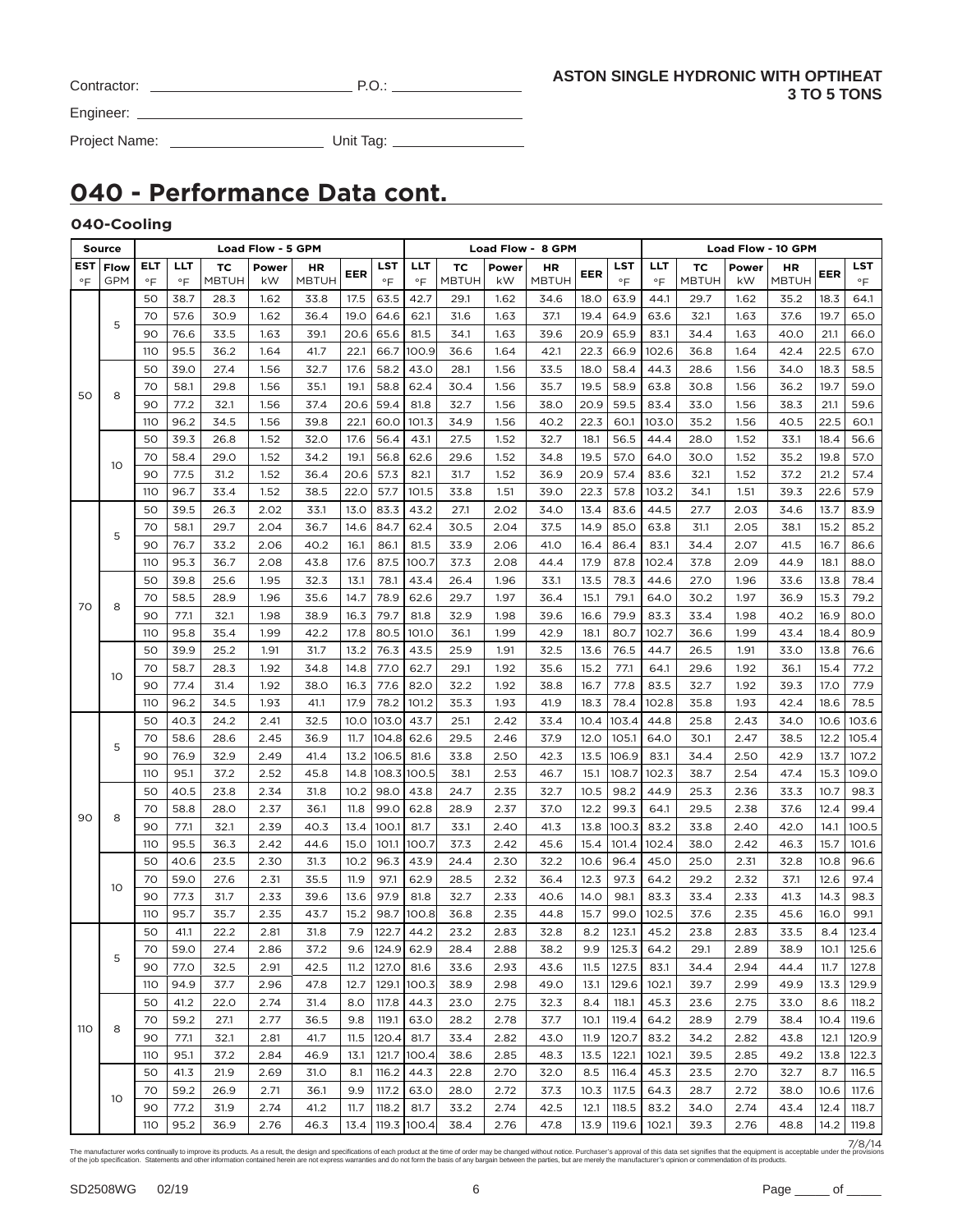Contractor: ______________________ P.O.: ________________

Engineer: ______________________________________________

Project Name: ____________________ Unit Tag: _________________

**ASTON SINGLE HYDRONIC WITH OPTIHEAT 3 TO 5 TONS**

# 040 - Performance Data cont.

### 040-Cooling

| Source | | Load Flow - 5 GPM | | | | | | | Load Flow - 8 GPM | | | | | | Load Flow - 10 GPM | | | | | |
|---|---|---|---|---|---|---|---|---|---|---|---|---|---|---|---|---|---|---|---|---|
| EST °F | Flow GPM | ELT °F | LLT °F | TC MBTUH | Power kW | HR MBTUH | EER | LST °F | LLT °F | TC MBTUH | Power kW | HR MBTUH | EER | LST °F | LLT °F | TC MBTUH | Power kW | HR MBTUH | EER | LST °F |
| 50 | 5 | 50 | 38.7 | 28.3 | 1.62 | 33.8 | 17.5 | 63.5 | 42.7 | 29.1 | 1.62 | 34.6 | 18.0 | 63.9 | 44.1 | 29.7 | 1.62 | 35.2 | 18.3 | 64.1 |
| | | 70 | 57.6 | 30.9 | 1.62 | 36.4 | 19.0 | 64.6 | 62.1 | 31.6 | 1.63 | 37.1 | 19.4 | 64.9 | 63.6 | 32.1 | 1.63 | 37.6 | 19.7 | 65.0 |
| | | 90 | 76.6 | 33.5 | 1.63 | 39.1 | 20.6 | 65.6 | 81.5 | 34.1 | 1.63 | 39.6 | 20.9 | 65.9 | 83.1 | 34.4 | 1.63 | 40.0 | 21.1 | 66.0 |
| | | 110 | 95.5 | 36.2 | 1.64 | 41.7 | 22.1 | 66.7 | 100.9 | 36.6 | 1.64 | 42.1 | 22.3 | 66.9 | 102.6 | 36.8 | 1.64 | 42.4 | 22.5 | 67.0 |
| | 8 | 50 | 39.0 | 27.4 | 1.56 | 32.7 | 17.6 | 58.2 | 43.0 | 28.1 | 1.56 | 33.5 | 18.0 | 58.4 | 44.3 | 28.6 | 1.56 | 34.0 | 18.3 | 58.5 |
| | | 70 | 58.1 | 29.8 | 1.56 | 35.1 | 19.1 | 58.8 | 62.4 | 30.4 | 1.56 | 35.7 | 19.5 | 58.9 | 63.8 | 30.8 | 1.56 | 36.2 | 19.7 | 59.0 |
| | | 90 | 77.2 | 32.1 | 1.56 | 37.4 | 20.6 | 59.4 | 81.8 | 32.7 | 1.56 | 38.0 | 20.9 | 59.5 | 83.4 | 33.0 | 1.56 | 38.3 | 21.1 | 59.6 |
| | | 110 | 96.2 | 34.5 | 1.56 | 39.8 | 22.1 | 60.0 | 101.3 | 34.9 | 1.56 | 40.2 | 22.3 | 60.1 | 103.0 | 35.2 | 1.56 | 40.5 | 22.5 | 60.1 |
| | 10 | 50 | 39.3 | 26.8 | 1.52 | 32.0 | 17.6 | 56.4 | 43.1 | 27.5 | 1.52 | 32.7 | 18.1 | 56.5 | 44.4 | 28.0 | 1.52 | 33.1 | 18.4 | 56.6 |
| | | 70 | 58.4 | 29.0 | 1.52 | 34.2 | 19.1 | 56.8 | 62.6 | 29.6 | 1.52 | 34.8 | 19.5 | 57.0 | 64.0 | 30.0 | 1.52 | 35.2 | 19.8 | 57.0 |
| | | 90 | 77.5 | 31.2 | 1.52 | 36.4 | 20.6 | 57.3 | 82.1 | 31.7 | 1.52 | 36.9 | 20.9 | 57.4 | 83.6 | 32.1 | 1.52 | 37.2 | 21.2 | 57.4 |
| | | 110 | 96.7 | 33.4 | 1.52 | 38.5 | 22.0 | 57.7 | 101.5 | 33.8 | 1.51 | 39.0 | 22.3 | 57.8 | 103.2 | 34.1 | 1.51 | 39.3 | 22.6 | 57.9 |
| 70 | 5 | 50 | 39.5 | 26.3 | 2.02 | 33.1 | 13.0 | 83.3 | 43.2 | 27.1 | 2.02 | 34.0 | 13.4 | 83.6 | 44.5 | 27.7 | 2.03 | 34.6 | 13.7 | 83.9 |
| | | 70 | 58.1 | 29.7 | 2.04 | 36.7 | 14.6 | 84.7 | 62.4 | 30.5 | 2.04 | 37.5 | 14.9 | 85.0 | 63.8 | 31.1 | 2.05 | 38.1 | 15.2 | 85.2 |
| | | 90 | 76.7 | 33.2 | 2.06 | 40.2 | 16.1 | 86.1 | 81.5 | 33.9 | 2.06 | 41.0 | 16.4 | 86.4 | 83.1 | 34.4 | 2.07 | 41.5 | 16.7 | 86.6 |
| | | 110 | 95.3 | 36.7 | 2.08 | 43.8 | 17.6 | 87.5 | 100.7 | 37.3 | 2.08 | 44.4 | 17.9 | 87.8 | 102.4 | 37.8 | 2.09 | 44.9 | 18.1 | 88.0 |
| | 8 | 50 | 39.8 | 25.6 | 1.95 | 32.3 | 13.1 | 78.1 | 43.4 | 26.4 | 1.96 | 33.1 | 13.5 | 78.3 | 44.6 | 27.0 | 1.96 | 33.6 | 13.8 | 78.4 |
| | | 70 | 58.5 | 28.9 | 1.96 | 35.6 | 14.7 | 78.9 | 62.6 | 29.7 | 1.97 | 36.4 | 15.1 | 79.1 | 64.0 | 30.2 | 1.97 | 36.9 | 15.3 | 79.2 |
| | | 90 | 77.1 | 32.1 | 1.98 | 38.9 | 16.3 | 79.7 | 81.8 | 32.9 | 1.98 | 39.6 | 16.6 | 79.9 | 83.3 | 33.4 | 1.98 | 40.2 | 16.9 | 80.0 |
| | | 110 | 95.8 | 35.4 | 1.99 | 42.2 | 17.8 | 80.5 | 101.0 | 36.1 | 1.99 | 42.9 | 18.1 | 80.7 | 102.7 | 36.6 | 1.99 | 43.4 | 18.4 | 80.9 |
| | 10 | 50 | 39.9 | 25.2 | 1.91 | 31.7 | 13.2 | 76.3 | 43.5 | 25.9 | 1.91 | 32.5 | 13.6 | 76.5 | 44.7 | 26.5 | 1.91 | 33.0 | 13.8 | 76.6 |
| | | 70 | 58.7 | 28.3 | 1.92 | 34.8 | 14.8 | 77.0 | 62.7 | 29.1 | 1.92 | 35.6 | 15.2 | 77.1 | 64.1 | 29.6 | 1.92 | 36.1 | 15.4 | 77.2 |
| | | 90 | 77.4 | 31.4 | 1.92 | 38.0 | 16.3 | 77.6 | 82.0 | 32.2 | 1.92 | 38.8 | 16.7 | 77.8 | 83.5 | 32.7 | 1.92 | 39.3 | 17.0 | 77.9 |
| | | 110 | 96.2 | 34.5 | 1.93 | 41.1 | 17.9 | 78.2 | 101.2 | 35.3 | 1.93 | 41.9 | 18.3 | 78.4 | 102.8 | 35.8 | 1.93 | 42.4 | 18.6 | 78.5 |
| 90 | 5 | 50 | 40.3 | 24.2 | 2.41 | 32.5 | 10.0 | 103.0 | 43.7 | 25.1 | 2.42 | 33.4 | 10.4 | 103.4 | 44.8 | 25.8 | 2.43 | 34.0 | 10.6 | 103.6 |
| | | 70 | 58.6 | 28.6 | 2.45 | 36.9 | 11.7 | 104.8 | 62.6 | 29.5 | 2.46 | 37.9 | 12.0 | 105.1 | 64.0 | 30.1 | 2.47 | 38.5 | 12.2 | 105.4 |
| | | 90 | 76.9 | 32.9 | 2.49 | 41.4 | 13.2 | 106.5 | 81.6 | 33.8 | 2.50 | 42.3 | 13.5 | 106.9 | 83.1 | 34.4 | 2.50 | 42.9 | 13.7 | 107.2 |
| | | 110 | 95.1 | 37.2 | 2.52 | 45.8 | 14.8 | 108.3 | 100.5 | 38.1 | 2.53 | 46.7 | 15.1 | 108.7 | 102.3 | 38.7 | 2.54 | 47.4 | 15.3 | 109.0 |
| | 8 | 50 | 40.5 | 23.8 | 2.34 | 31.8 | 10.2 | 98.0 | 43.8 | 24.7 | 2.35 | 32.7 | 10.5 | 98.2 | 44.9 | 25.3 | 2.36 | 33.3 | 10.7 | 98.3 |
| | | 70 | 58.8 | 28.0 | 2.37 | 36.1 | 11.8 | 99.0 | 62.8 | 28.9 | 2.37 | 37.0 | 12.2 | 99.3 | 64.1 | 29.5 | 2.38 | 37.6 | 12.4 | 99.4 |
| | | 90 | 77.1 | 32.1 | 2.39 | 40.3 | 13.4 | 100.1 | 81.7 | 33.1 | 2.40 | 41.3 | 13.8 | 100.3 | 83.2 | 33.8 | 2.40 | 42.0 | 14.1 | 100.5 |
| | | 110 | 95.5 | 36.3 | 2.42 | 44.6 | 15.0 | 101.1 | 100.7 | 37.3 | 2.42 | 45.6 | 15.4 | 101.4 | 102.4 | 38.0 | 2.42 | 46.3 | 15.7 | 101.6 |
| | 10 | 50 | 40.6 | 23.5 | 2.30 | 31.3 | 10.2 | 96.3 | 43.9 | 24.4 | 2.30 | 32.2 | 10.6 | 96.4 | 45.0 | 25.0 | 2.31 | 32.8 | 10.8 | 96.6 |
| | | 70 | 59.0 | 27.6 | 2.31 | 35.5 | 11.9 | 97.1 | 62.9 | 28.5 | 2.32 | 36.4 | 12.3 | 97.3 | 64.2 | 29.2 | 2.32 | 37.1 | 12.6 | 97.4 |
| | | 90 | 77.3 | 31.7 | 2.33 | 39.6 | 13.6 | 97.9 | 81.8 | 32.7 | 2.33 | 40.6 | 14.0 | 98.1 | 83.3 | 33.4 | 2.33 | 41.3 | 14.3 | 98.3 |
| | | 110 | 95.7 | 35.7 | 2.35 | 43.7 | 15.2 | 98.7 | 100.8 | 36.8 | 2.35 | 44.8 | 15.7 | 99.0 | 102.5 | 37.6 | 2.35 | 45.6 | 16.0 | 99.1 |
| 110 | 5 | 50 | 41.1 | 22.2 | 2.81 | 31.8 | 7.9 | 122.7 | 44.2 | 23.2 | 2.83 | 32.8 | 8.2 | 123.1 | 45.2 | 23.8 | 2.83 | 33.5 | 8.4 | 123.4 |
| | | 70 | 59.0 | 27.4 | 2.86 | 37.2 | 9.6 | 124.9 | 62.9 | 28.4 | 2.88 | 38.2 | 9.9 | 125.3 | 64.2 | 29.1 | 2.89 | 38.9 | 10.1 | 125.6 |
| | | 90 | 77.0 | 32.5 | 2.91 | 42.5 | 11.2 | 127.0 | 81.6 | 33.6 | 2.93 | 43.6 | 11.5 | 127.5 | 83.1 | 34.4 | 2.94 | 44.4 | 11.7 | 127.8 |
| | | 110 | 94.9 | 37.7 | 2.96 | 47.8 | 12.7 | 129.1 | 100.3 | 38.9 | 2.98 | 49.0 | 13.1 | 129.6 | 102.1 | 39.7 | 2.99 | 49.9 | 13.3 | 129.9 |
| | 8 | 50 | 41.2 | 22.0 | 2.74 | 31.4 | 8.0 | 117.8 | 44.3 | 23.0 | 2.75 | 32.3 | 8.4 | 118.1 | 45.3 | 23.6 | 2.75 | 33.0 | 8.6 | 118.2 |
| | | 70 | 59.2 | 27.1 | 2.77 | 36.5 | 9.8 | 119.1 | 63.0 | 28.2 | 2.78 | 37.7 | 10.1 | 119.4 | 64.2 | 28.9 | 2.79 | 38.4 | 10.4 | 119.6 |
| | | 90 | 77.1 | 32.1 | 2.81 | 41.7 | 11.5 | 120.4 | 81.7 | 33.4 | 2.82 | 43.0 | 11.9 | 120.7 | 83.2 | 34.2 | 2.82 | 43.8 | 12.1 | 120.9 |
| | | 110 | 95.1 | 37.2 | 2.84 | 46.9 | 13.1 | 121.7 | 100.4 | 38.6 | 2.85 | 48.3 | 13.5 | 122.1 | 102.1 | 39.5 | 2.85 | 49.2 | 13.8 | 122.3 |
| | 10 | 50 | 41.3 | 21.9 | 2.69 | 31.0 | 8.1 | 116.2 | 44.3 | 22.8 | 2.70 | 32.0 | 8.5 | 116.4 | 45.3 | 23.5 | 2.70 | 32.7 | 8.7 | 116.5 |
| | | 70 | 59.2 | 26.9 | 2.71 | 36.1 | 9.9 | 117.2 | 63.0 | 28.0 | 2.72 | 37.3 | 10.3 | 117.5 | 64.3 | 28.7 | 2.72 | 38.0 | 10.6 | 117.6 |
| | | 90 | 77.2 | 31.9 | 2.74 | 41.2 | 11.7 | 118.2 | 81.7 | 33.2 | 2.74 | 42.5 | 12.1 | 118.5 | 83.2 | 34.0 | 2.74 | 43.4 | 12.4 | 118.7 |
| | | 110 | 95.2 | 36.9 | 2.76 | 46.3 | 13.4 | 119.3 | 100.4 | 38.4 | 2.76 | 47.8 | 13.9 | 119.6 | 102.1 | 39.3 | 2.76 | 48.8 | 14.2 | 119.8 |

7/8/14

The manufacturer works continually to improve its products. As a result, the design and specifications of each product at the time of order may be changed without notice. Purchaser's approval of this data set signifies that the equipment is acceptable under the provisions of the job specification. Statements and other information contained herein are not express warranties and do not form the basis of any bargain between the parties, but are merely the manufacturer's opinion or commendation of its products.

SD2508WG 02/19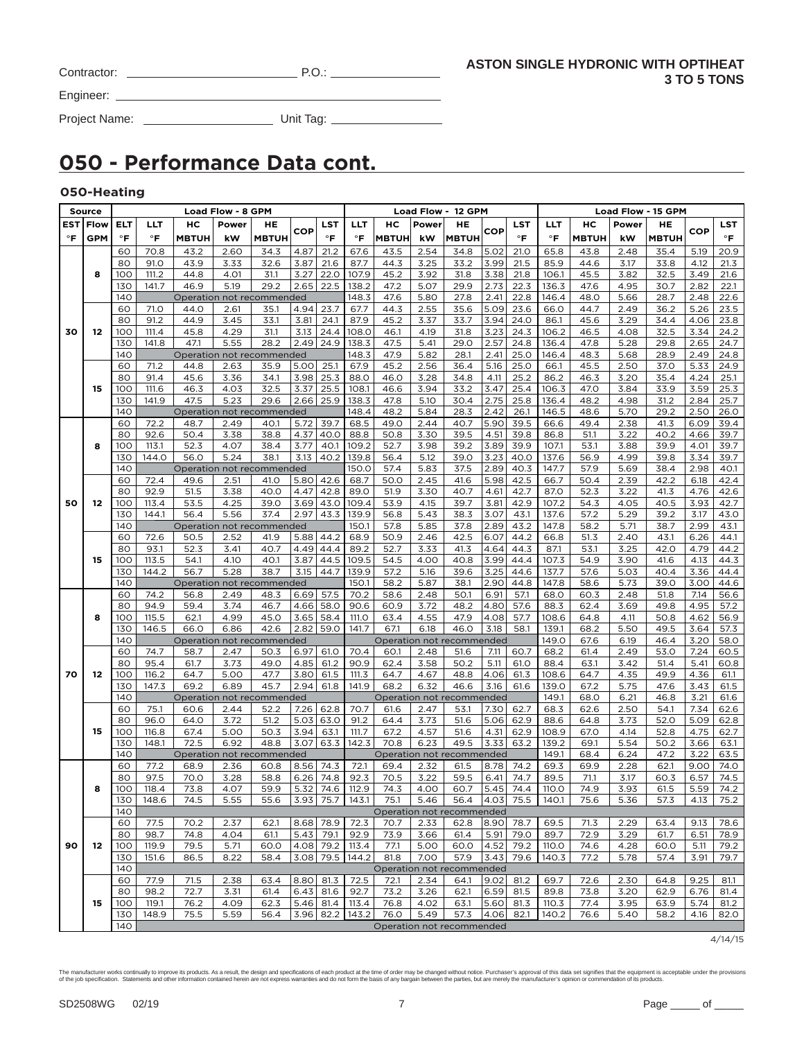Contractor: ________________________ P.O.: ________________

Engineer: ________________________________________________

Project Name: ____________________ Unit Tag: ________________

**ASTON SINGLE HYDRONIC WITH OPTIHEAT 3 TO 5 TONS**

# 050 - Performance Data cont.

## 050-Heating

| Source | | | Load Flow - 8 GPM | | | | | | Load Flow - 12 GPM | | | | | | Load Flow - 15 GPM | | | | | |
|---|---|---|---|---|---|---|---|---|---|---|---|---|---|---|---|---|---|---|---|---|
| EST °F | Flow GPM | ELT °F | LLT °F | HC MBTUH | Power kW | HE MBTUH | COP | LST °F | LLT °F | HC MBTUH | Power kW | HE MBTUH | COP | LST °F | LLT °F | HC MBTUH | Power kW | HE MBTUH | COP | LST °F |
| 30 | 8 | 60 | 70.8 | 43.2 | 2.60 | 34.3 | 4.87 | 21.2 | 67.6 | 43.5 | 2.54 | 34.8 | 5.02 | 21.0 | 65.8 | 43.8 | 2.48 | 35.4 | 5.19 | 20.9 |
| | | 80 | 91.0 | 43.9 | 3.33 | 32.6 | 3.87 | 21.6 | 87.7 | 44.3 | 3.25 | 33.2 | 3.99 | 21.5 | 85.9 | 44.6 | 3.17 | 33.8 | 4.12 | 21.3 |
| | | 100 | 111.2 | 44.8 | 4.01 | 31.1 | 3.27 | 22.0 | 107.9 | 45.2 | 3.92 | 31.8 | 3.38 | 21.8 | 106.1 | 45.5 | 3.82 | 32.5 | 3.49 | 21.6 |
| | | 130 | 141.7 | 46.9 | 5.19 | 29.2 | 2.65 | 22.5 | 138.2 | 47.2 | 5.07 | 29.9 | 2.73 | 22.3 | 136.3 | 47.6 | 4.95 | 30.7 | 2.82 | 22.1 |
| | | 140 | Operation not recommended | | | | | | 148.3 | 47.6 | 5.80 | 27.8 | 2.41 | 22.8 | 146.4 | 48.0 | 5.66 | 28.7 | 2.48 | 22.6 |
| | 12 | 60 | 71.0 | 44.0 | 2.61 | 35.1 | 4.94 | 23.7 | 67.7 | 44.3 | 2.55 | 35.6 | 5.09 | 23.6 | 66.0 | 44.7 | 2.49 | 36.2 | 5.26 | 23.5 |
| | | 80 | 91.2 | 44.9 | 3.45 | 33.1 | 3.81 | 24.1 | 87.9 | 45.2 | 3.37 | 33.7 | 3.94 | 24.0 | 86.1 | 45.6 | 3.29 | 34.4 | 4.06 | 23.8 |
| | | 100 | 111.4 | 45.8 | 4.29 | 31.1 | 3.13 | 24.4 | 108.1 | 46.1 | 4.19 | 31.8 | 3.23 | 24.3 | 106.2 | 46.5 | 4.08 | 32.5 | 3.34 | 24.2 |
| | | 130 | 141.8 | 47.1 | 5.55 | 28.2 | 2.49 | 24.9 | 138.3 | 47.5 | 5.41 | 29.0 | 2.57 | 24.8 | 136.4 | 47.8 | 5.28 | 29.8 | 2.65 | 24.7 |
| | | 140 | Operation not recommended | | | | | | 148.3 | 47.9 | 5.82 | 28.1 | 2.41 | 25.0 | 146.4 | 48.3 | 5.68 | 28.9 | 2.49 | 24.8 |
| | 15 | 60 | 71.2 | 44.8 | 2.63 | 35.9 | 5.00 | 25.1 | 67.9 | 45.2 | 2.56 | 36.4 | 5.16 | 25.0 | 66.1 | 45.5 | 2.50 | 37.0 | 5.33 | 24.9 |
| | | 80 | 91.4 | 45.6 | 3.36 | 34.1 | 3.98 | 25.3 | 88.0 | 46.0 | 3.28 | 34.8 | 4.11 | 25.2 | 86.2 | 46.3 | 3.20 | 35.4 | 4.24 | 25.1 |
| | | 100 | 111.6 | 46.3 | 4.03 | 32.5 | 3.37 | 25.5 | 108.1 | 46.6 | 3.94 | 33.2 | 3.47 | 25.4 | 106.3 | 47.0 | 3.84 | 33.9 | 3.59 | 25.3 |
| | | 130 | 141.9 | 47.5 | 5.23 | 29.6 | 2.66 | 25.9 | 138.3 | 47.8 | 5.10 | 30.4 | 2.75 | 25.8 | 136.4 | 48.2 | 4.98 | 31.2 | 2.84 | 25.7 |
| | | 140 | Operation not recommended | | | | | | 148.4 | 48.2 | 5.84 | 28.3 | 2.42 | 26.1 | 146.5 | 48.6 | 5.70 | 29.2 | 2.50 | 26.0 |
| 50 | 8 | 60 | 72.2 | 48.7 | 2.49 | 40.1 | 5.72 | 39.7 | 68.5 | 49.0 | 2.44 | 40.7 | 5.90 | 39.5 | 66.6 | 49.4 | 2.38 | 41.3 | 6.09 | 39.4 |
| | | 80 | 92.6 | 50.4 | 3.38 | 38.8 | 4.37 | 40.0 | 88.8 | 50.8 | 3.30 | 39.5 | 4.51 | 39.8 | 86.8 | 51.1 | 3.22 | 40.2 | 4.66 | 39.7 |
| | | 100 | 113.1 | 52.3 | 4.07 | 38.4 | 3.77 | 40.1 | 109.2 | 52.7 | 3.98 | 39.2 | 3.89 | 39.9 | 107.1 | 53.1 | 3.88 | 39.9 | 4.01 | 39.7 |
| | | 130 | 144.0 | 56.0 | 5.24 | 38.1 | 3.13 | 40.2 | 139.8 | 56.4 | 5.12 | 39.0 | 3.23 | 40.0 | 137.6 | 56.9 | 4.99 | 39.8 | 3.34 | 39.7 |
| | | 140 | Operation not recommended | | | | | | 150.0 | 57.4 | 5.83 | 37.5 | 2.89 | 40.3 | 147.7 | 57.9 | 5.69 | 38.4 | 2.98 | 40.1 |
| | 12 | 60 | 72.4 | 49.6 | 2.51 | 41.0 | 5.80 | 42.6 | 68.7 | 50.0 | 2.45 | 41.6 | 5.98 | 42.5 | 66.7 | 50.4 | 2.39 | 42.2 | 6.18 | 42.4 |
| | | 80 | 92.9 | 51.5 | 3.38 | 40.0 | 4.47 | 42.8 | 89.0 | 51.9 | 3.30 | 40.7 | 4.61 | 42.7 | 87.0 | 52.3 | 3.22 | 41.3 | 4.76 | 42.6 |
| | | 100 | 113.4 | 53.5 | 4.25 | 39.0 | 3.69 | 43.0 | 109.4 | 53.9 | 4.15 | 39.7 | 3.81 | 42.9 | 107.2 | 54.3 | 4.05 | 40.5 | 3.93 | 42.7 |
| | | 130 | 144.1 | 56.4 | 5.56 | 37.4 | 2.97 | 43.3 | 139.9 | 56.8 | 5.43 | 38.3 | 3.07 | 43.1 | 137.6 | 57.2 | 5.29 | 39.2 | 3.17 | 43.0 |
| | | 140 | Operation not recommended | | | | | | 150.1 | 57.8 | 5.85 | 37.8 | 2.89 | 43.2 | 147.8 | 58.2 | 5.71 | 38.7 | 2.99 | 43.1 |
| | 15 | 60 | 72.6 | 50.5 | 2.52 | 41.9 | 5.88 | 44.2 | 68.9 | 50.9 | 2.46 | 42.5 | 6.07 | 44.2 | 66.8 | 51.3 | 2.40 | 43.1 | 6.26 | 44.1 |
| | | 80 | 93.1 | 52.3 | 3.41 | 40.7 | 4.49 | 44.4 | 89.2 | 52.7 | 3.33 | 41.3 | 4.64 | 44.3 | 87.1 | 53.1 | 3.25 | 42.0 | 4.79 | 44.2 |
| | | 100 | 113.5 | 54.1 | 4.10 | 40.1 | 3.87 | 44.5 | 109.5 | 54.5 | 4.00 | 40.8 | 3.99 | 44.4 | 107.3 | 54.9 | 3.90 | 41.6 | 4.13 | 44.3 |
| | | 130 | 144.2 | 56.7 | 5.28 | 38.7 | 3.15 | 44.7 | 139.9 | 57.2 | 5.16 | 39.6 | 3.25 | 44.6 | 137.7 | 57.6 | 5.03 | 40.4 | 3.36 | 44.4 |
| | | 140 | Operation not recommended | | | | | | 150.1 | 58.2 | 5.87 | 38.1 | 2.90 | 44.8 | 147.8 | 58.6 | 5.73 | 39.0 | 3.00 | 44.6 |
| 70 | 8 | 60 | 74.2 | 56.8 | 2.49 | 48.3 | 6.69 | 57.5 | 70.2 | 58.6 | 2.48 | 50.1 | 6.91 | 57.1 | 68.0 | 60.3 | 2.48 | 51.8 | 7.14 | 56.6 |
| | | 80 | 94.9 | 59.4 | 3.74 | 46.7 | 4.66 | 58.0 | 90.6 | 60.9 | 3.72 | 48.2 | 4.80 | 57.6 | 88.3 | 62.4 | 3.69 | 49.8 | 4.95 | 57.2 |
| | | 100 | 115.5 | 62.1 | 4.99 | 45.0 | 3.65 | 58.4 | 111.0 | 63.4 | 4.55 | 47.9 | 4.08 | 57.7 | 108.6 | 64.8 | 4.11 | 50.8 | 4.62 | 56.9 |
| | | 130 | 146.5 | 66.0 | 6.86 | 42.6 | 2.82 | 59.0 | 141.7 | 67.1 | 6.18 | 46.0 | 3.18 | 58.1 | 139.1 | 68.2 | 5.50 | 49.5 | 3.64 | 57.3 |
| | | 140 | Operation not recommended | | | | | | Operation not recommended | | | | | | 149.0 | 67.6 | 6.19 | 46.4 | 3.20 | 58.0 |
| | 12 | 60 | 74.7 | 58.7 | 2.47 | 50.3 | 6.97 | 61.0 | 70.4 | 60.1 | 2.48 | 51.6 | 7.11 | 60.7 | 68.2 | 61.4 | 2.49 | 53.0 | 7.24 | 60.5 |
| | | 80 | 95.4 | 61.7 | 3.73 | 49.0 | 4.85 | 61.2 | 90.9 | 62.4 | 3.58 | 50.2 | 5.11 | 61.0 | 88.4 | 63.1 | 3.42 | 51.4 | 5.41 | 60.8 |
| | | 100 | 116.2 | 64.7 | 5.00 | 47.7 | 3.80 | 61.5 | 111.3 | 64.7 | 4.67 | 48.8 | 4.06 | 61.3 | 108.6 | 64.7 | 4.35 | 49.9 | 4.36 | 61.1 |
| | | 130 | 147.3 | 69.2 | 6.89 | 45.7 | 2.94 | 61.8 | 141.9 | 68.2 | 6.32 | 46.6 | 3.16 | 61.6 | 139.0 | 67.2 | 5.75 | 47.6 | 3.43 | 61.5 |
| | | 140 | Operation not recommended | | | | | | Operation not recommended | | | | | | 149.1 | 68.0 | 6.21 | 46.8 | 3.21 | 61.6 |
| | 15 | 60 | 75.1 | 60.6 | 2.44 | 52.2 | 7.26 | 62.8 | 70.7 | 61.6 | 2.47 | 53.1 | 7.30 | 62.7 | 68.3 | 62.6 | 2.50 | 54.1 | 7.34 | 62.6 |
| | | 80 | 96.0 | 64.0 | 3.72 | 51.2 | 5.03 | 63.0 | 91.2 | 64.4 | 3.73 | 51.6 | 5.06 | 62.9 | 88.6 | 64.8 | 3.73 | 52.0 | 5.09 | 62.8 |
| | | 100 | 116.8 | 67.4 | 5.00 | 50.3 | 3.94 | 63.1 | 111.7 | 67.2 | 4.57 | 51.6 | 4.31 | 62.9 | 108.9 | 67.0 | 4.14 | 52.8 | 4.75 | 62.7 |
| | | 130 | 148.1 | 72.5 | 6.92 | 48.8 | 3.07 | 63.3 | 142.3 | 70.8 | 6.23 | 49.5 | 3.33 | 63.2 | 139.2 | 69.1 | 5.54 | 50.2 | 3.66 | 63.1 |
| | | 140 | Operation not recommended | | | | | | Operation not recommended | | | | | | 149.1 | 68.4 | 6.24 | 47.2 | 3.22 | 63.5 |
| 90 | 8 | 60 | 77.2 | 68.9 | 2.36 | 60.8 | 8.56 | 74.3 | 72.1 | 69.4 | 2.32 | 61.5 | 8.78 | 74.2 | 69.3 | 69.9 | 2.28 | 62.1 | 9.00 | 74.0 |
| | | 80 | 97.5 | 70.0 | 3.28 | 58.8 | 6.26 | 74.8 | 92.3 | 70.5 | 3.22 | 59.5 | 6.41 | 74.7 | 89.5 | 71.1 | 3.17 | 60.3 | 6.57 | 74.5 |
| | | 100 | 118.4 | 73.8 | 4.07 | 59.9 | 5.32 | 74.6 | 112.9 | 74.3 | 4.00 | 60.7 | 5.45 | 74.4 | 110.0 | 74.9 | 3.93 | 61.5 | 5.59 | 74.2 |
| | | 130 | 148.6 | 74.5 | 5.55 | 55.6 | 3.93 | 75.7 | 143.1 | 75.1 | 5.46 | 56.4 | 4.03 | 75.5 | 140.1 | 75.6 | 5.36 | 57.3 | 4.13 | 75.2 |
| | | 140 | Operation not recommended | | | | | | | | | | | | | | | | | |
| | 12 | 60 | 77.5 | 70.2 | 2.37 | 62.1 | 8.68 | 78.9 | 72.3 | 70.7 | 2.33 | 62.8 | 8.90 | 78.7 | 69.5 | 71.3 | 2.29 | 63.4 | 9.13 | 78.6 |
| | | 80 | 98.7 | 74.8 | 4.04 | 61.1 | 5.43 | 79.1 | 92.9 | 73.9 | 3.66 | 61.4 | 5.91 | 79.0 | 89.7 | 72.9 | 3.29 | 61.7 | 6.51 | 78.9 |
| | | 100 | 119.9 | 79.5 | 5.71 | 60.0 | 4.08 | 79.2 | 113.4 | 77.1 | 5.00 | 60.0 | 4.52 | 79.2 | 110.0 | 74.6 | 4.28 | 60.0 | 5.11 | 79.2 |
| | | 130 | 151.6 | 86.5 | 8.22 | 58.4 | 3.08 | 79.5 | 144.2 | 81.8 | 7.00 | 57.9 | 3.43 | 79.6 | 140.3 | 77.2 | 5.78 | 57.4 | 3.91 | 79.7 |
| | | 140 | Operation not recommended | | | | | | | | | | | | | | | | | |
| | 15 | 60 | 77.9 | 71.5 | 2.38 | 63.4 | 8.80 | 81.3 | 72.5 | 72.1 | 2.34 | 64.1 | 9.02 | 81.2 | 69.7 | 72.6 | 2.30 | 64.8 | 9.25 | 81.1 |
| | | 80 | 98.2 | 72.7 | 3.31 | 61.4 | 6.43 | 81.6 | 92.7 | 73.2 | 3.26 | 62.1 | 6.59 | 81.5 | 89.8 | 73.8 | 3.20 | 62.9 | 6.76 | 81.4 |
| | | 100 | 119.1 | 76.2 | 4.09 | 62.3 | 5.46 | 81.4 | 113.4 | 76.8 | 4.02 | 63.1 | 5.60 | 81.3 | 110.3 | 77.4 | 3.95 | 63.9 | 5.74 | 81.2 |
| | | 130 | 148.9 | 75.5 | 5.59 | 56.4 | 3.96 | 82.2 | 143.2 | 76.0 | 5.49 | 57.3 | 4.06 | 82.1 | 140.2 | 76.6 | 5.40 | 58.2 | 4.16 | 82.0 |
| | | 140 | Operation not recommended | | | | | | | | | | | | | | | | | |

4/14/15

The manufacturer works continually to improve its products. As a result, the design and specifications of each product at the time of order may be changed without notice. Purchaser's approval of this data set signifies that the equipment is acceptable under the provisions of the job specification. Statements and other information contained herein are not express warranties and do not form the basis of any bargain between the parties, but are merely the manufacturer's opinion or commendation of its products.

SD2508WG 02/19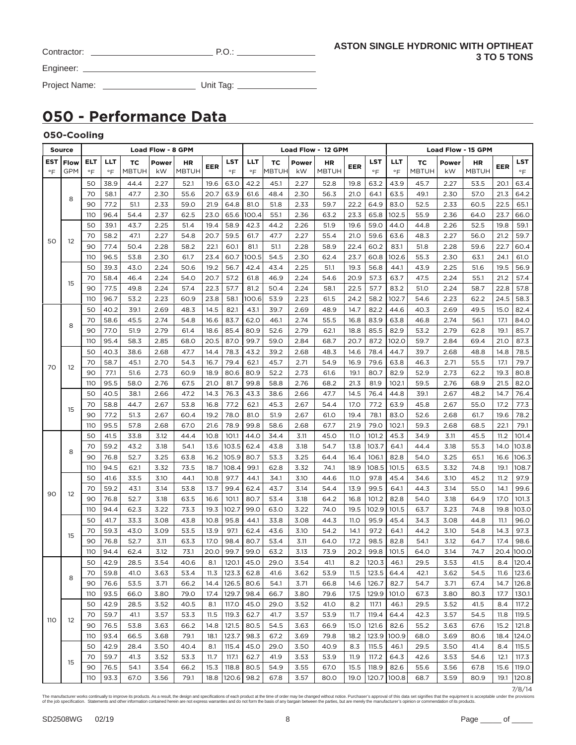Contractor: ______________________ P.O.: ______________

Engineer: ______________________________________

Project Name: ________________ Unit Tag: ______________

**ASTON SINGLE HYDRONIC WITH OPTIHEAT**
**3 TO 5 TONS**

# 050 - Performance Data

### 050-Cooling

| Source | | | Load Flow - 8 GPM | | | | | | | Load Flow - 12 GPM | | | | | | | Load Flow - 15 GPM | | | | | |
|---|---|---|---|---|---|---|---|---|---|---|---|---|---|---|---|---|---|---|---|---|---|---|
| EST °F | Flow GPM | ELT °F | LLT °F | TC MBTUH | Power kW | HR MBTUH | EER | LST °F | LLT °F | TC MBTUH | Power kW | HR MBTUH | EER | LST °F | LLT °F | TC MBTUH | Power kW | HR MBTUH | EER | LST °F |
| 50 | 8 | 50 | 38.9 | 44.4 | 2.27 | 52.1 | 19.6 | 63.0 | 42.2 | 45.1 | 2.27 | 52.8 | 19.8 | 63.2 | 43.9 | 45.7 | 2.27 | 53.5 | 20.1 | 63.4 |
| | | 70 | 58.1 | 47.7 | 2.30 | 55.6 | 20.7 | 63.9 | 61.6 | 48.4 | 2.30 | 56.3 | 21.0 | 64.1 | 63.5 | 49.1 | 2.30 | 57.0 | 21.3 | 64.2 |
| | | 90 | 77.2 | 51.1 | 2.33 | 59.0 | 21.9 | 64.8 | 81.0 | 51.8 | 2.33 | 59.7 | 22.2 | 64.9 | 83.0 | 52.5 | 2.33 | 60.5 | 22.5 | 65.1 |
| | | 110 | 96.4 | 54.4 | 2.37 | 62.5 | 23.0 | 65.6 | 100.4 | 55.1 | 2.36 | 63.2 | 23.3 | 65.8 | 102.5 | 55.9 | 2.36 | 64.0 | 23.7 | 66.0 |
| | 12 | 50 | 39.1 | 43.7 | 2.25 | 51.4 | 19.4 | 58.9 | 42.3 | 44.2 | 2.26 | 51.9 | 19.6 | 59.0 | 44.0 | 44.8 | 2.26 | 52.5 | 19.8 | 59.1 |
| | | 70 | 58.2 | 47.1 | 2.27 | 54.8 | 20.7 | 59.5 | 61.7 | 47.7 | 2.27 | 55.4 | 21.0 | 59.6 | 63.6 | 48.3 | 2.27 | 56.0 | 21.2 | 59.7 |
| | | 90 | 77.4 | 50.4 | 2.28 | 58.2 | 22.1 | 60.1 | 81.1 | 51.1 | 2.28 | 58.9 | 22.4 | 60.2 | 83.1 | 51.8 | 2.28 | 59.6 | 22.7 | 60.4 |
| | | 110 | 96.5 | 53.8 | 2.30 | 61.7 | 23.4 | 60.7 | 100.5 | 54.5 | 2.30 | 62.4 | 23.7 | 60.8 | 102.6 | 55.3 | 2.30 | 63.1 | 24.1 | 61.0 |
| | 15 | 50 | 39.3 | 43.0 | 2.24 | 50.6 | 19.2 | 56.7 | 42.4 | 43.4 | 2.25 | 51.1 | 19.3 | 56.8 | 44.1 | 43.9 | 2.25 | 51.6 | 19.5 | 56.9 |
| | | 70 | 58.4 | 46.4 | 2.24 | 54.0 | 20.7 | 57.2 | 61.8 | 46.9 | 2.24 | 54.6 | 20.9 | 57.3 | 63.7 | 47.5 | 2.24 | 55.1 | 21.2 | 57.4 |
| | | 90 | 77.5 | 49.8 | 2.24 | 57.4 | 22.3 | 57.7 | 81.2 | 50.4 | 2.24 | 58.1 | 22.5 | 57.7 | 83.2 | 51.0 | 2.24 | 58.7 | 22.8 | 57.8 |
| | | 110 | 96.7 | 53.2 | 2.23 | 60.9 | 23.8 | 58.1 | 100.6 | 53.9 | 2.23 | 61.5 | 24.2 | 58.2 | 102.7 | 54.6 | 2.23 | 62.2 | 24.5 | 58.3 |
| 70 | 8 | 50 | 40.2 | 39.1 | 2.69 | 48.3 | 14.5 | 82.1 | 43.1 | 39.7 | 2.69 | 48.9 | 14.7 | 82.2 | 44.6 | 40.3 | 2.69 | 49.5 | 15.0 | 82.4 |
| | | 70 | 58.6 | 45.5 | 2.74 | 54.8 | 16.6 | 83.7 | 62.0 | 46.1 | 2.74 | 55.5 | 16.8 | 83.9 | 63.8 | 46.8 | 2.74 | 56.1 | 17.1 | 84.0 |
| | | 90 | 77.0 | 51.9 | 2.79 | 61.4 | 18.6 | 85.4 | 80.9 | 52.6 | 2.79 | 62.1 | 18.8 | 85.5 | 82.9 | 53.2 | 2.79 | 62.8 | 19.1 | 85.7 |
| | | 110 | 95.4 | 58.3 | 2.85 | 68.0 | 20.5 | 87.0 | 99.7 | 59.0 | 2.84 | 68.7 | 20.7 | 87.2 | 102.0 | 59.7 | 2.84 | 69.4 | 21.0 | 87.3 |
| | 12 | 50 | 40.3 | 38.6 | 2.68 | 47.7 | 14.4 | 78.3 | 43.2 | 39.2 | 2.68 | 48.3 | 14.6 | 78.4 | 44.7 | 39.7 | 2.68 | 48.8 | 14.8 | 78.5 |
| | | 70 | 58.7 | 45.1 | 2.70 | 54.3 | 16.7 | 79.4 | 62.1 | 45.7 | 2.71 | 54.9 | 16.9 | 79.6 | 63.8 | 46.3 | 2.71 | 55.5 | 17.1 | 79.7 |
| | | 90 | 77.1 | 51.6 | 2.73 | 60.9 | 18.9 | 80.6 | 80.9 | 52.2 | 2.73 | 61.6 | 19.1 | 80.7 | 82.9 | 52.9 | 2.73 | 62.2 | 19.3 | 80.8 |
| | | 110 | 95.5 | 58.0 | 2.76 | 67.5 | 21.0 | 81.7 | 99.8 | 58.8 | 2.76 | 68.2 | 21.3 | 81.9 | 102.1 | 59.5 | 2.76 | 68.9 | 21.5 | 82.0 |
| | 15 | 50 | 40.5 | 38.1 | 2.66 | 47.2 | 14.3 | 76.3 | 43.3 | 38.6 | 2.66 | 47.7 | 14.5 | 76.4 | 44.8 | 39.1 | 2.67 | 48.2 | 14.7 | 76.4 |
| | | 70 | 58.8 | 44.7 | 2.67 | 53.8 | 16.8 | 77.2 | 62.1 | 45.3 | 2.67 | 54.4 | 17.0 | 77.2 | 63.9 | 45.8 | 2.67 | 55.0 | 17.2 | 77.3 |
| | | 90 | 77.2 | 51.3 | 2.67 | 60.4 | 19.2 | 78.0 | 81.0 | 51.9 | 2.67 | 61.0 | 19.4 | 78.1 | 83.0 | 52.6 | 2.68 | 61.7 | 19.6 | 78.2 |
| | | 110 | 95.5 | 57.8 | 2.68 | 67.0 | 21.6 | 78.9 | 99.8 | 58.6 | 2.68 | 67.7 | 21.9 | 79.0 | 102.1 | 59.3 | 2.68 | 68.5 | 22.1 | 79.1 |
| 90 | 8 | 50 | 41.5 | 33.8 | 3.12 | 44.4 | 10.8 | 101.1 | 44.0 | 34.4 | 3.11 | 45.0 | 11.0 | 101.2 | 45.3 | 34.9 | 3.11 | 45.5 | 11.2 | 101.4 |
| | | 70 | 59.2 | 43.2 | 3.18 | 54.1 | 13.6 | 103.5 | 62.4 | 43.8 | 3.18 | 54.7 | 13.8 | 103.7 | 64.1 | 44.4 | 3.18 | 55.3 | 14.0 | 103.8 |
| | | 90 | 76.8 | 52.7 | 3.25 | 63.8 | 16.2 | 105.9 | 80.7 | 53.3 | 3.25 | 64.4 | 16.4 | 106.1 | 82.8 | 54.0 | 3.25 | 65.1 | 16.6 | 106.3 |
| | | 110 | 94.5 | 62.1 | 3.32 | 73.5 | 18.7 | 108.4 | 99.1 | 62.8 | 3.32 | 74.1 | 18.9 | 108.5 | 101.5 | 63.5 | 3.32 | 74.8 | 19.1 | 108.7 |
| | 12 | 50 | 41.6 | 33.5 | 3.10 | 44.1 | 10.8 | 97.7 | 44.1 | 34.1 | 3.10 | 44.6 | 11.0 | 97.8 | 45.4 | 34.6 | 3.10 | 45.2 | 11.2 | 97.9 |
| | | 70 | 59.2 | 43.1 | 3.14 | 53.8 | 13.7 | 99.4 | 62.4 | 43.7 | 3.14 | 54.4 | 13.9 | 99.5 | 64.1 | 44.3 | 3.14 | 55.0 | 14.1 | 99.6 |
| | | 90 | 76.8 | 52.7 | 3.18 | 63.5 | 16.6 | 101.1 | 80.7 | 53.4 | 3.18 | 64.2 | 16.8 | 101.2 | 82.8 | 54.0 | 3.18 | 64.9 | 17.0 | 101.3 |
| | | 110 | 94.4 | 62.3 | 3.22 | 73.3 | 19.3 | 102.7 | 99.0 | 63.0 | 3.22 | 74.0 | 19.5 | 102.9 | 101.5 | 63.7 | 3.23 | 74.8 | 19.8 | 103.0 |
| | 15 | 50 | 41.7 | 33.3 | 3.08 | 43.8 | 10.8 | 95.8 | 44.1 | 33.8 | 3.08 | 44.3 | 11.0 | 95.9 | 45.4 | 34.3 | 3.08 | 44.8 | 11.1 | 96.0 |
| | | 70 | 59.3 | 43.0 | 3.09 | 53.5 | 13.9 | 97.1 | 62.4 | 43.6 | 3.10 | 54.2 | 14.1 | 97.2 | 64.1 | 44.2 | 3.10 | 54.8 | 14.3 | 97.3 |
| | | 90 | 76.8 | 52.7 | 3.11 | 63.3 | 17.0 | 98.4 | 80.7 | 53.4 | 3.11 | 64.0 | 17.2 | 98.5 | 82.8 | 54.1 | 3.12 | 64.7 | 17.4 | 98.6 |
| | | 110 | 94.4 | 62.4 | 3.12 | 73.1 | 20.0 | 99.7 | 99.0 | 63.2 | 3.13 | 73.9 | 20.2 | 99.8 | 101.5 | 64.0 | 3.14 | 74.7 | 20.4 | 100.0 |
| 110 | 8 | 50 | 42.9 | 28.5 | 3.54 | 40.6 | 8.1 | 120.1 | 45.0 | 29.0 | 3.54 | 41.1 | 8.2 | 120.3 | 46.1 | 29.5 | 3.53 | 41.5 | 8.4 | 120.4 |
| | | 70 | 59.8 | 41.0 | 3.63 | 53.4 | 11.3 | 123.3 | 62.8 | 41.6 | 3.62 | 53.9 | 11.5 | 123.5 | 64.4 | 42.1 | 3.62 | 54.5 | 11.6 | 123.6 |
| | | 90 | 76.6 | 53.5 | 3.71 | 66.2 | 14.4 | 126.5 | 80.6 | 54.1 | 3.71 | 66.8 | 14.6 | 126.7 | 82.7 | 54.7 | 3.71 | 67.4 | 14.7 | 126.8 |
| | | 110 | 93.5 | 66.0 | 3.80 | 79.0 | 17.4 | 129.7 | 98.4 | 66.7 | 3.80 | 79.6 | 17.5 | 129.9 | 101.0 | 67.3 | 3.80 | 80.3 | 17.7 | 130.1 |
| | 12 | 50 | 42.9 | 28.5 | 3.52 | 40.5 | 8.1 | 117.0 | 45.0 | 29.0 | 3.52 | 41.0 | 8.2 | 117.1 | 46.1 | 29.5 | 3.52 | 41.5 | 8.4 | 117.2 |
| | | 70 | 59.7 | 41.1 | 3.57 | 53.3 | 11.5 | 119.3 | 62.7 | 41.7 | 3.57 | 53.9 | 11.7 | 119.4 | 64.4 | 42.3 | 3.57 | 54.5 | 11.8 | 119.5 |
| | | 90 | 76.5 | 53.8 | 3.63 | 66.2 | 14.8 | 121.5 | 80.5 | 54.5 | 3.63 | 66.9 | 15.0 | 121.6 | 82.6 | 55.2 | 3.63 | 67.6 | 15.2 | 121.8 |
| | | 110 | 93.4 | 66.5 | 3.68 | 79.1 | 18.1 | 123.7 | 98.3 | 67.2 | 3.69 | 79.8 | 18.2 | 123.9 | 100.9 | 68.0 | 3.69 | 80.6 | 18.4 | 124.0 |
| | 15 | 50 | 42.9 | 28.4 | 3.50 | 40.4 | 8.1 | 115.4 | 45.0 | 29.0 | 3.50 | 40.9 | 8.3 | 115.5 | 46.1 | 29.5 | 3.50 | 41.4 | 8.4 | 115.5 |
| | | 70 | 59.7 | 41.3 | 3.52 | 53.3 | 11.7 | 117.1 | 62.7 | 41.9 | 3.53 | 53.9 | 11.9 | 117.2 | 64.3 | 42.6 | 3.53 | 54.6 | 12.1 | 117.3 |
| | | 90 | 76.5 | 54.1 | 3.54 | 66.2 | 15.3 | 118.8 | 80.5 | 54.9 | 3.55 | 67.0 | 15.5 | 118.9 | 82.6 | 55.6 | 3.56 | 67.8 | 15.6 | 119.0 |
| | | 110 | 93.3 | 67.0 | 3.56 | 79.1 | 18.8 | 120.6 | 98.2 | 67.8 | 3.57 | 80.0 | 19.0 | 120.7 | 100.8 | 68.7 | 3.59 | 80.9 | 19.1 | 120.8 |

7/8/14

The manufacturer works continually to improve its products. As a result, the design and specifications of each product at the time of order may be changed without notice. Purchaser's approval of this data set signifies that the equipment is acceptable under the provisions of the job specification. Statements and other information contained herein are not express warranties and do not form the basis of any bargain between the parties, but are merely the manufacturer's opinion or commendation of its products.

SD2508WG 02/19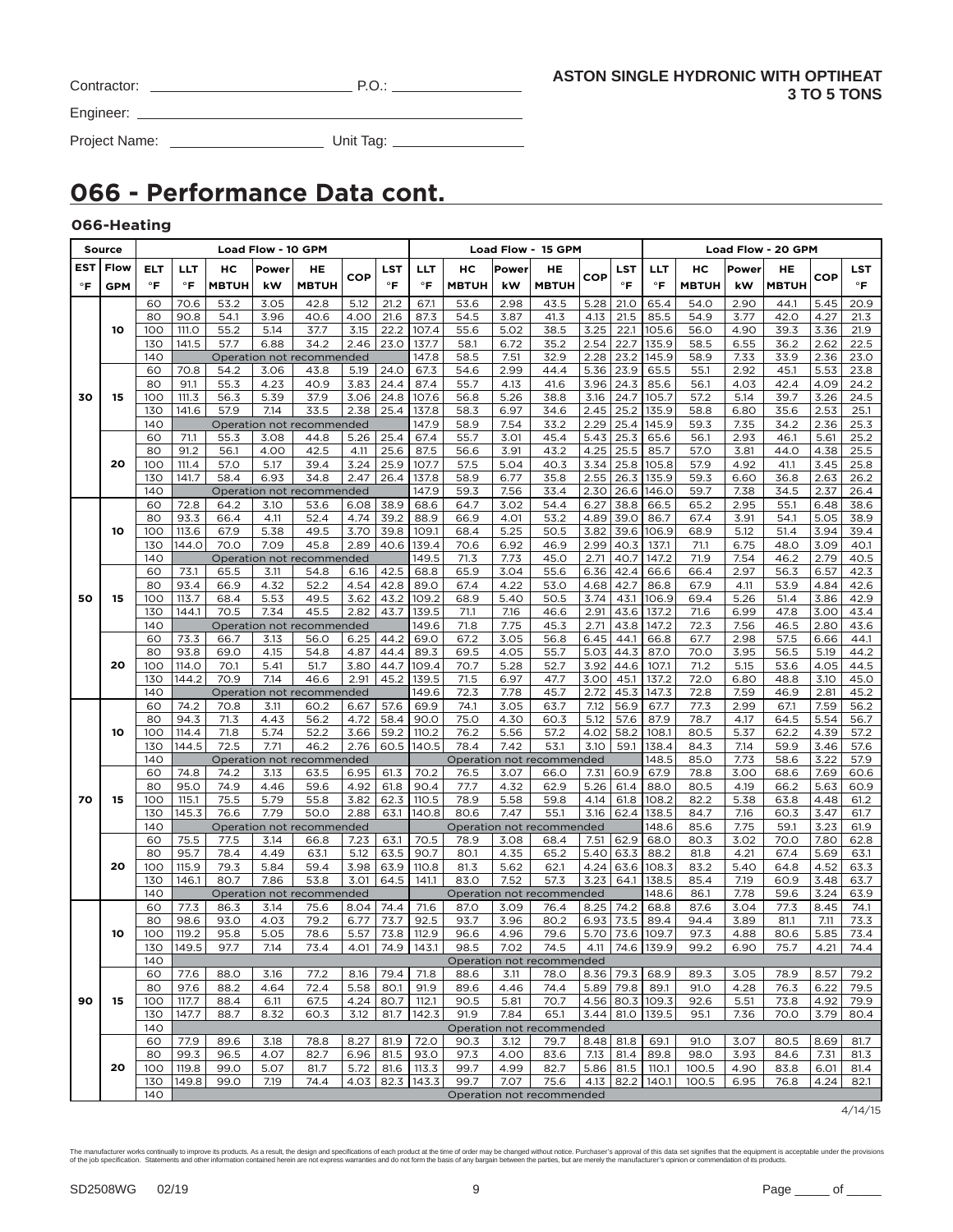Contractor: ______________________ P.O.: ______________

Engineer: ______________________________________

Project Name: ________________ Unit Tag: ______________

**ASTON SINGLE HYDRONIC WITH OPTIHEAT 3 TO 5 TONS**

# 066 - Performance Data cont.

### 066-Heating

| Source | | | Load Flow - 10 GPM | | | | | | Load Flow - 15 GPM | | | | | | Load Flow - 20 GPM | | | | | |
|---|---|---|---|---|---|---|---|---|---|---|---|---|---|---|---|---|---|---|---|---|
| EST °F | Flow GPM | ELT °F | LLT °F | HC MBTUH | Power kW | HE MBTUH | COP | LST °F | LLT °F | HC MBTUH | Power kW | HE MBTUH | COP | LST °F | LLT °F | HC MBTUH | Power kW | HE MBTUH | COP | LST °F |
| 30 | 10 | 60 | 70.6 | 53.2 | 3.05 | 42.8 | 5.12 | 21.2 | 67.1 | 53.6 | 2.98 | 43.5 | 5.28 | 21.0 | 65.4 | 54.0 | 2.90 | 44.1 | 5.45 | 20.9 |
| | | 80 | 90.8 | 54.1 | 3.96 | 40.6 | 4.00 | 21.6 | 87.3 | 54.5 | 3.87 | 41.3 | 4.13 | 21.5 | 85.5 | 54.9 | 3.77 | 42.0 | 4.27 | 21.3 |
| | | 100 | 111.0 | 55.2 | 5.14 | 37.7 | 3.15 | 22.2 | 107.4 | 55.6 | 5.02 | 38.5 | 3.25 | 22.1 | 105.6 | 56.0 | 4.90 | 39.3 | 3.36 | 21.9 |
| | | 130 | 141.5 | 57.7 | 6.88 | 34.2 | 2.46 | 23.0 | 137.7 | 58.1 | 6.72 | 35.2 | 2.54 | 22.7 | 135.9 | 58.5 | 6.55 | 36.2 | 2.62 | 22.5 |
| | | 140 | Operation not recommended | | | | | | 147.8 | 58.5 | 7.51 | 32.9 | 2.28 | 23.2 | 145.9 | 58.9 | 7.33 | 33.9 | 2.36 | 23.0 |
| | 15 | 60 | 70.8 | 54.2 | 3.06 | 43.8 | 5.19 | 24.0 | 67.3 | 54.6 | 2.99 | 44.4 | 5.36 | 23.9 | 65.5 | 55.1 | 2.92 | 45.1 | 5.53 | 23.8 |
| | | 80 | 91.1 | 55.3 | 4.23 | 40.9 | 3.83 | 24.4 | 87.4 | 55.7 | 4.13 | 41.6 | 3.96 | 24.3 | 85.6 | 56.1 | 4.03 | 42.4 | 4.09 | 24.2 |
| | | 100 | 111.3 | 56.3 | 5.39 | 37.9 | 3.06 | 24.8 | 107.6 | 56.8 | 5.26 | 38.8 | 3.16 | 24.7 | 105.7 | 57.2 | 5.14 | 39.7 | 3.26 | 24.5 |
| | | 130 | 141.6 | 57.9 | 7.14 | 33.5 | 2.38 | 25.4 | 137.8 | 58.3 | 6.97 | 34.6 | 2.45 | 25.2 | 135.9 | 58.8 | 6.80 | 35.6 | 2.53 | 25.1 |
| | | 140 | Operation not recommended | | | | | | 147.9 | 58.9 | 7.54 | 33.2 | 2.29 | 25.4 | 145.9 | 59.3 | 7.35 | 34.2 | 2.36 | 25.3 |
| | 20 | 60 | 71.1 | 55.3 | 3.08 | 44.8 | 5.26 | 25.4 | 67.4 | 55.7 | 3.01 | 45.4 | 5.43 | 25.3 | 65.6 | 56.1 | 2.93 | 46.1 | 5.61 | 25.2 |
| | | 80 | 91.2 | 56.1 | 4.00 | 42.5 | 4.11 | 25.6 | 87.5 | 56.6 | 3.91 | 43.2 | 4.25 | 25.5 | 85.7 | 57.0 | 3.81 | 44.0 | 4.38 | 25.5 |
| | | 100 | 111.4 | 57.0 | 5.17 | 39.4 | 3.24 | 25.9 | 107.7 | 57.5 | 5.04 | 40.3 | 3.34 | 25.8 | 105.8 | 57.9 | 4.92 | 41.1 | 3.45 | 25.8 |
| | | 130 | 141.7 | 58.4 | 6.93 | 34.8 | 2.47 | 26.4 | 137.8 | 58.9 | 6.77 | 35.8 | 2.55 | 26.3 | 135.9 | 59.3 | 6.60 | 36.8 | 2.63 | 26.2 |
| | | 140 | Operation not recommended | | | | | | 147.9 | 59.3 | 7.56 | 33.4 | 2.30 | 26.6 | 146.0 | 59.7 | 7.38 | 34.5 | 2.37 | 26.4 |
| 50 | 10 | 60 | 72.8 | 64.2 | 3.10 | 53.6 | 6.08 | 38.9 | 68.6 | 64.7 | 3.02 | 54.4 | 6.27 | 38.8 | 66.5 | 65.2 | 2.95 | 55.1 | 6.48 | 38.6 |
| | | 80 | 93.3 | 66.4 | 4.11 | 52.4 | 4.74 | 39.2 | 88.9 | 66.9 | 4.01 | 53.2 | 4.89 | 39.0 | 86.7 | 67.4 | 3.91 | 54.1 | 5.05 | 38.9 |
| | | 100 | 113.6 | 67.9 | 5.38 | 49.5 | 3.70 | 39.8 | 109.1 | 68.4 | 5.25 | 50.5 | 3.82 | 39.6 | 106.9 | 68.9 | 5.12 | 51.4 | 3.94 | 39.4 |
| | | 130 | 144.0 | 70.0 | 7.09 | 45.8 | 2.89 | 40.6 | 139.4 | 70.6 | 6.92 | 46.9 | 2.99 | 40.3 | 137.1 | 71.1 | 6.75 | 48.0 | 3.09 | 40.1 |
| | | 140 | Operation not recommended | | | | | | 149.5 | 71.3 | 7.73 | 45.0 | 2.71 | 40.7 | 147.2 | 71.9 | 7.54 | 46.2 | 2.79 | 40.5 |
| | 15 | 60 | 73.1 | 65.5 | 3.11 | 54.8 | 6.16 | 42.5 | 68.8 | 65.9 | 3.04 | 55.6 | 6.36 | 42.4 | 66.6 | 66.4 | 2.97 | 56.3 | 6.57 | 42.3 |
| | | 80 | 93.4 | 66.9 | 4.32 | 52.2 | 4.54 | 42.8 | 89.0 | 67.4 | 4.22 | 53.0 | 4.68 | 42.7 | 86.8 | 67.9 | 4.11 | 53.9 | 4.84 | 42.6 |
| | | 100 | 113.7 | 68.4 | 5.53 | 49.5 | 3.62 | 43.2 | 109.2 | 68.9 | 5.40 | 50.5 | 3.74 | 43.1 | 106.9 | 69.4 | 5.26 | 51.4 | 3.86 | 42.9 |
| | | 130 | 144.1 | 70.5 | 7.34 | 45.5 | 2.82 | 43.7 | 139.5 | 71.1 | 7.16 | 46.6 | 2.91 | 43.6 | 137.2 | 71.6 | 6.99 | 47.8 | 3.00 | 43.4 |
| | | 140 | Operation not recommended | | | | | | 149.6 | 71.8 | 7.75 | 45.3 | 2.71 | 43.8 | 147.2 | 72.3 | 7.56 | 46.5 | 2.80 | 43.6 |
| | 20 | 60 | 73.3 | 66.7 | 3.13 | 56.0 | 6.25 | 44.2 | 69.0 | 67.2 | 3.05 | 56.8 | 6.45 | 44.1 | 66.8 | 67.7 | 2.98 | 57.5 | 6.66 | 44.1 |
| | | 80 | 93.8 | 69.0 | 4.15 | 54.8 | 4.87 | 44.4 | 89.3 | 69.5 | 4.05 | 55.7 | 5.03 | 44.3 | 87.0 | 70.0 | 3.95 | 56.5 | 5.19 | 44.2 |
| | | 100 | 114.0 | 70.1 | 5.41 | 51.7 | 3.80 | 44.7 | 109.4 | 70.7 | 5.28 | 52.7 | 3.92 | 44.6 | 107.1 | 71.2 | 5.15 | 53.6 | 4.05 | 44.5 |
| | | 130 | 144.2 | 70.9 | 7.14 | 46.6 | 2.91 | 45.2 | 139.5 | 71.5 | 6.97 | 47.7 | 3.00 | 45.1 | 137.2 | 72.0 | 6.80 | 48.8 | 3.10 | 45.0 |
| | | 140 | Operation not recommended | | | | | | 149.6 | 72.3 | 7.78 | 45.7 | 2.72 | 45.3 | 147.3 | 72.8 | 7.59 | 46.9 | 2.81 | 45.2 |
| 70 | 10 | 60 | 74.2 | 70.8 | 3.11 | 60.2 | 6.67 | 57.6 | 69.9 | 74.1 | 3.05 | 63.7 | 7.12 | 56.9 | 67.7 | 77.3 | 2.99 | 67.1 | 7.59 | 56.2 |
| | | 80 | 94.3 | 71.3 | 4.43 | 56.2 | 4.72 | 58.4 | 90.0 | 75.0 | 4.30 | 60.3 | 5.12 | 57.6 | 87.9 | 78.7 | 4.17 | 64.5 | 5.54 | 56.7 |
| | | 100 | 114.4 | 71.8 | 5.74 | 52.2 | 3.66 | 59.2 | 110.2 | 76.2 | 5.56 | 57.2 | 4.02 | 58.2 | 108.1 | 80.5 | 5.37 | 62.2 | 4.39 | 57.2 |
| | | 130 | 144.5 | 72.5 | 7.71 | 46.2 | 2.76 | 60.5 | 140.5 | 78.4 | 7.42 | 53.1 | 3.10 | 59.1 | 138.4 | 84.3 | 7.14 | 59.9 | 3.46 | 57.6 |
| | | 140 | Operation not recommended | | | | | | Operation not recommended | | | | | | 148.5 | 85.0 | 7.73 | 58.6 | 3.22 | 57.9 |
| | 15 | 60 | 74.8 | 74.2 | 3.13 | 63.5 | 6.95 | 61.3 | 70.2 | 76.5 | 3.07 | 66.0 | 7.31 | 60.9 | 67.9 | 78.8 | 3.00 | 68.6 | 7.69 | 60.6 |
| | | 80 | 95.0 | 74.9 | 4.46 | 59.6 | 4.92 | 61.8 | 90.4 | 77.7 | 4.32 | 62.9 | 5.26 | 61.4 | 88.0 | 80.5 | 4.19 | 66.2 | 5.63 | 60.9 |
| | | 100 | 115.1 | 75.5 | 5.79 | 55.8 | 3.82 | 62.3 | 110.5 | 78.9 | 5.58 | 59.8 | 4.14 | 61.8 | 108.2 | 82.2 | 5.38 | 63.8 | 4.48 | 61.2 |
| | | 130 | 145.3 | 76.6 | 7.79 | 50.0 | 2.88 | 63.1 | 140.8 | 80.6 | 7.47 | 55.1 | 3.16 | 62.4 | 138.5 | 84.7 | 7.16 | 60.3 | 3.47 | 61.7 |
| | | 140 | Operation not recommended | | | | | | Operation not recommended | | | | | | 148.6 | 85.6 | 7.75 | 59.1 | 3.23 | 61.9 |
| | 20 | 60 | 75.5 | 77.5 | 3.14 | 66.8 | 7.23 | 63.1 | 70.5 | 78.9 | 3.08 | 68.4 | 7.51 | 62.9 | 68.0 | 80.3 | 3.02 | 70.0 | 7.80 | 62.8 |
| | | 80 | 95.7 | 78.4 | 4.49 | 63.1 | 5.12 | 63.5 | 90.7 | 80.1 | 4.35 | 65.2 | 5.40 | 63.3 | 88.2 | 81.8 | 4.21 | 67.4 | 5.69 | 63.1 |
| | | 100 | 115.9 | 79.3 | 5.84 | 59.4 | 3.98 | 63.9 | 110.8 | 81.3 | 5.62 | 62.1 | 4.24 | 63.6 | 108.3 | 83.2 | 5.40 | 64.8 | 4.52 | 63.3 |
| | | 130 | 146.1 | 80.7 | 7.86 | 53.8 | 3.01 | 64.5 | 141.1 | 83.0 | 7.52 | 57.3 | 3.23 | 64.1 | 138.5 | 85.4 | 7.19 | 60.9 | 3.48 | 63.7 |
| | | 140 | Operation not recommended | | | | | | Operation not recommended | | | | | | 148.6 | 86.1 | 7.78 | 59.6 | 3.24 | 63.9 |
| 90 | 10 | 60 | 77.3 | 86.3 | 3.14 | 75.6 | 8.04 | 74.4 | 71.6 | 87.0 | 3.09 | 76.4 | 8.25 | 74.2 | 68.8 | 87.6 | 3.04 | 77.3 | 8.45 | 74.1 |
| | | 80 | 98.6 | 93.0 | 4.03 | 79.2 | 6.77 | 73.7 | 92.5 | 93.7 | 3.96 | 80.2 | 6.93 | 73.5 | 89.4 | 94.4 | 3.89 | 81.1 | 7.11 | 73.3 |
| | | 100 | 119.2 | 95.8 | 5.05 | 78.6 | 5.57 | 73.8 | 112.9 | 96.6 | 4.96 | 79.6 | 5.70 | 73.6 | 109.7 | 97.3 | 4.88 | 80.6 | 5.85 | 73.4 |
| | | 130 | 149.5 | 97.7 | 7.14 | 73.4 | 4.01 | 74.9 | 143.1 | 98.5 | 7.02 | 74.5 | 4.11 | 74.6 | 139.9 | 99.2 | 6.90 | 75.7 | 4.21 | 74.4 |
| | | 140 | Operation not recommended | | | | | | | | | | | | | | | | | |
| | 15 | 60 | 77.6 | 88.0 | 3.16 | 77.2 | 8.16 | 79.4 | 71.8 | 88.6 | 3.11 | 78.0 | 8.36 | 79.3 | 68.9 | 89.3 | 3.05 | 78.9 | 8.57 | 79.2 |
| | | 80 | 97.6 | 88.2 | 4.64 | 72.4 | 5.58 | 80.1 | 91.9 | 89.6 | 4.46 | 74.4 | 5.89 | 79.8 | 89.1 | 91.0 | 4.28 | 76.3 | 6.22 | 79.5 |
| | | 100 | 117.7 | 88.4 | 6.11 | 67.5 | 4.24 | 80.7 | 112.1 | 90.5 | 5.81 | 70.7 | 4.56 | 80.3 | 109.3 | 92.6 | 5.51 | 73.8 | 4.92 | 79.9 |
| | | 130 | 147.7 | 88.7 | 8.32 | 60.3 | 3.12 | 81.7 | 142.3 | 91.9 | 7.84 | 65.1 | 3.44 | 81.0 | 139.5 | 95.1 | 7.36 | 70.0 | 3.79 | 80.4 |
| | | 140 | Operation not recommended | | | | | | | | | | | | | | | | | |
| | 20 | 60 | 77.9 | 89.6 | 3.18 | 78.8 | 8.27 | 81.9 | 72.0 | 90.3 | 3.12 | 79.7 | 8.48 | 81.8 | 69.1 | 91.0 | 3.07 | 80.5 | 8.69 | 81.7 |
| | | 80 | 99.3 | 96.5 | 4.07 | 82.7 | 6.96 | 81.5 | 93.0 | 97.3 | 4.00 | 83.6 | 7.13 | 81.4 | 89.8 | 98.0 | 3.93 | 84.6 | 7.31 | 81.3 |
| | | 100 | 119.8 | 99.0 | 5.07 | 81.7 | 5.72 | 81.6 | 113.3 | 99.7 | 4.99 | 82.7 | 5.86 | 81.5 | 110.1 | 100.5 | 4.90 | 83.8 | 6.01 | 81.4 |
| | | 130 | 149.8 | 99.0 | 7.19 | 74.4 | 4.03 | 82.3 | 143.3 | 99.7 | 7.07 | 75.6 | 4.13 | 82.2 | 140.1 | 100.5 | 6.95 | 76.8 | 4.24 | 82.1 |
| | | 140 | Operation not recommended | | | | | | | | | | | | | | | | | |

4/14/15

The manufacturer works continually to improve its products. As a result, the design and specifications of each product at the time of order may be changed without notice. Purchaser's approval of this data set signifies that the equipment is acceptable under the provisions of the job specification. Statements and other information contained herein are not express warranties and do not form the basis of any bargain between the parties, but are merely the manufacturer's opinion or commendation of its products.

SD2508WG 02/19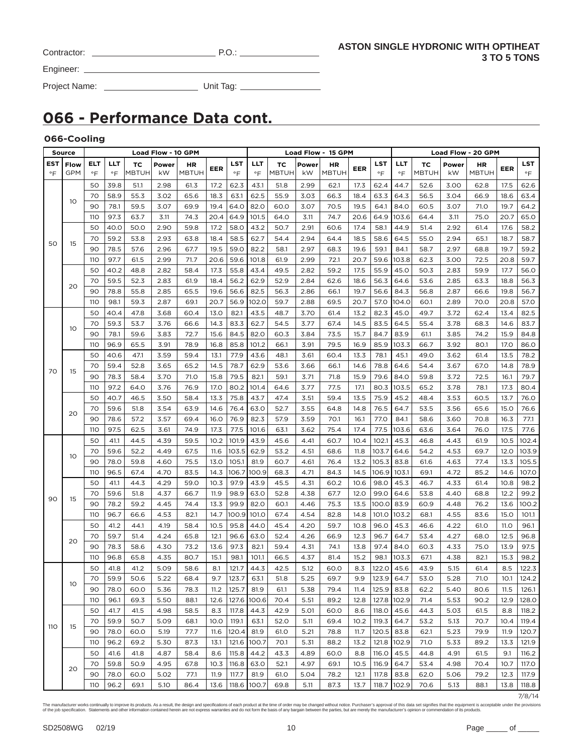Contractor: ______________________ P.O.: ______________

Engineer: ____________________________________________

Project Name: ________________ Unit Tag: ______________

**ASTON SINGLE HYDRONIC WITH OPTIHEAT**
**3 TO 5 TONS**

# 066 - Performance Data cont.

### 066-Cooling

| Source | | Load Flow - 10 GPM | | | | | | | Load Flow - 15 GPM | | | | | | | Load Flow - 20 GPM | | | | | | |
|---|---|---|---|---|---|---|---|---|---|---|---|---|---|---|---|---|---|---|---|---|---|---|
| EST °F | Flow GPM | ELT °F | LLT °F | TC MBTUH | Power kW | HR MBTUH | EER | LST °F | LLT °F | TC MBTUH | Power kW | HR MBTUH | EER | LST °F | LLT °F | TC MBTUH | Power kW | HR MBTUH | EER | LST °F |
| 50 | 10 | 50 | 39.8 | 51.1 | 2.98 | 61.3 | 17.2 | 62.3 | 43.1 | 51.8 | 2.99 | 62.1 | 17.3 | 62.4 | 44.7 | 52.6 | 3.00 | 62.8 | 17.5 | 62.6 |
| | | 70 | 58.9 | 55.3 | 3.02 | 65.6 | 18.3 | 63.1 | 62.5 | 55.9 | 3.03 | 66.3 | 18.4 | 63.3 | 64.3 | 56.5 | 3.04 | 66.9 | 18.6 | 63.4 |
| | | 90 | 78.1 | 59.5 | 3.07 | 69.9 | 19.4 | 64.0 | 82.0 | 60.0 | 3.07 | 70.5 | 19.5 | 64.1 | 84.0 | 60.5 | 3.07 | 71.0 | 19.7 | 64.2 |
| | | 110 | 97.3 | 63.7 | 3.11 | 74.3 | 20.4 | 64.9 | 101.5 | 64.0 | 3.11 | 74.7 | 20.6 | 64.9 | 103.6 | 64.4 | 3.11 | 75.0 | 20.7 | 65.0 |
| | 15 | 50 | 40.0 | 50.0 | 2.90 | 59.8 | 17.2 | 58.0 | 43.2 | 50.7 | 2.91 | 60.6 | 17.4 | 58.1 | 44.9 | 51.4 | 2.92 | 61.4 | 17.6 | 58.2 |
| | | 70 | 59.2 | 53.8 | 2.93 | 63.8 | 18.4 | 58.5 | 62.7 | 54.4 | 2.94 | 64.4 | 18.5 | 58.6 | 64.5 | 55.0 | 2.94 | 65.1 | 18.7 | 58.7 |
| | | 90 | 78.5 | 57.6 | 2.96 | 67.7 | 19.5 | 59.0 | 82.2 | 58.1 | 2.97 | 68.3 | 19.6 | 59.1 | 84.1 | 58.7 | 2.97 | 68.8 | 19.7 | 59.2 |
| | | 110 | 97.7 | 61.5 | 2.99 | 71.7 | 20.6 | 59.6 | 101.8 | 61.9 | 2.99 | 72.1 | 20.7 | 59.6 | 103.8 | 62.3 | 3.00 | 72.5 | 20.8 | 59.7 |
| | 20 | 50 | 40.2 | 48.8 | 2.82 | 58.4 | 17.3 | 55.8 | 43.4 | 49.5 | 2.82 | 59.2 | 17.5 | 55.9 | 45.0 | 50.3 | 2.83 | 59.9 | 17.7 | 56.0 |
| | | 70 | 59.5 | 52.3 | 2.83 | 61.9 | 18.4 | 56.2 | 62.9 | 52.9 | 2.84 | 62.6 | 18.6 | 56.3 | 64.6 | 53.6 | 2.85 | 63.3 | 18.8 | 56.3 |
| | | 90 | 78.8 | 55.8 | 2.85 | 65.5 | 19.6 | 56.6 | 82.5 | 56.3 | 2.86 | 66.1 | 19.7 | 56.6 | 84.3 | 56.8 | 2.87 | 66.6 | 19.8 | 56.7 |
| | | 110 | 98.1 | 59.3 | 2.87 | 69.1 | 20.7 | 56.9 | 102.0 | 59.7 | 2.88 | 69.5 | 20.7 | 57.0 | 104.0 | 60.1 | 2.89 | 70.0 | 20.8 | 57.0 |
| 70 | 10 | 50 | 40.4 | 47.8 | 3.68 | 60.4 | 13.0 | 82.1 | 43.5 | 48.7 | 3.70 | 61.4 | 13.2 | 82.3 | 45.0 | 49.7 | 3.72 | 62.4 | 13.4 | 82.5 |
| | | 70 | 59.3 | 53.7 | 3.76 | 66.6 | 14.3 | 83.3 | 62.7 | 54.5 | 3.77 | 67.4 | 14.5 | 83.5 | 64.5 | 55.4 | 3.78 | 68.3 | 14.6 | 83.7 |
| | | 90 | 78.1 | 59.6 | 3.83 | 72.7 | 15.6 | 84.5 | 82.0 | 60.3 | 3.84 | 73.5 | 15.7 | 84.7 | 83.9 | 61.1 | 3.85 | 74.2 | 15.9 | 84.8 |
| | | 110 | 96.9 | 65.5 | 3.91 | 78.9 | 16.8 | 85.8 | 101.2 | 66.1 | 3.91 | 79.5 | 16.9 | 85.9 | 103.3 | 66.7 | 3.92 | 80.1 | 17.0 | 86.0 |
| | 15 | 50 | 40.6 | 47.1 | 3.59 | 59.4 | 13.1 | 77.9 | 43.6 | 48.1 | 3.61 | 60.4 | 13.3 | 78.1 | 45.1 | 49.0 | 3.62 | 61.4 | 13.5 | 78.2 |
| | | 70 | 59.4 | 52.8 | 3.65 | 65.2 | 14.5 | 78.7 | 62.9 | 53.6 | 3.66 | 66.1 | 14.6 | 78.8 | 64.6 | 54.4 | 3.67 | 67.0 | 14.8 | 78.9 |
| | | 90 | 78.3 | 58.4 | 3.70 | 71.0 | 15.8 | 79.5 | 82.1 | 59.1 | 3.71 | 71.8 | 15.9 | 79.6 | 84.0 | 59.8 | 3.72 | 72.5 | 16.1 | 79.7 |
| | | 110 | 97.2 | 64.0 | 3.76 | 76.9 | 17.0 | 80.2 | 101.4 | 64.6 | 3.77 | 77.5 | 17.1 | 80.3 | 103.5 | 65.2 | 3.78 | 78.1 | 17.3 | 80.4 |
| | 20 | 50 | 40.7 | 46.5 | 3.50 | 58.4 | 13.3 | 75.8 | 43.7 | 47.4 | 3.51 | 59.4 | 13.5 | 75.9 | 45.2 | 48.4 | 3.53 | 60.5 | 13.7 | 76.0 |
| | | 70 | 59.6 | 51.8 | 3.54 | 63.9 | 14.6 | 76.4 | 63.0 | 52.7 | 3.55 | 64.8 | 14.8 | 76.5 | 64.7 | 53.5 | 3.56 | 65.6 | 15.0 | 76.6 |
| | | 90 | 78.6 | 57.2 | 3.57 | 69.4 | 16.0 | 76.9 | 82.3 | 57.9 | 3.59 | 70.1 | 16.1 | 77.0 | 84.1 | 58.6 | 3.60 | 70.8 | 16.3 | 77.1 |
| | | 110 | 97.5 | 62.5 | 3.61 | 74.9 | 17.3 | 77.5 | 101.6 | 63.1 | 3.62 | 75.4 | 17.4 | 77.5 | 103.6 | 63.6 | 3.64 | 76.0 | 17.5 | 77.6 |
| 90 | 10 | 50 | 41.1 | 44.5 | 4.39 | 59.5 | 10.2 | 101.9 | 43.9 | 45.6 | 4.41 | 60.7 | 10.4 | 102.1 | 45.3 | 46.8 | 4.43 | 61.9 | 10.5 | 102.4 |
| | | 70 | 59.6 | 52.2 | 4.49 | 67.5 | 11.6 | 103.5 | 62.9 | 53.2 | 4.51 | 68.6 | 11.8 | 103.7 | 64.6 | 54.2 | 4.53 | 69.7 | 12.0 | 103.9 |
| | | 90 | 78.0 | 59.8 | 4.60 | 75.5 | 13.0 | 105.1 | 81.9 | 60.7 | 4.61 | 76.4 | 13.2 | 105.3 | 83.8 | 61.6 | 4.63 | 77.4 | 13.3 | 105.5 |
| | | 110 | 96.5 | 67.4 | 4.70 | 83.5 | 14.3 | 106.7 | 100.9 | 68.3 | 4.71 | 84.3 | 14.5 | 106.9 | 103.1 | 69.1 | 4.72 | 85.2 | 14.6 | 107.0 |
| | 15 | 50 | 41.1 | 44.3 | 4.29 | 59.0 | 10.3 | 97.9 | 43.9 | 45.5 | 4.31 | 60.2 | 10.6 | 98.0 | 45.3 | 46.7 | 4.33 | 61.4 | 10.8 | 98.2 |
| | | 70 | 59.6 | 51.8 | 4.37 | 66.7 | 11.9 | 98.9 | 63.0 | 52.8 | 4.38 | 67.7 | 12.0 | 99.0 | 64.6 | 53.8 | 4.40 | 68.8 | 12.2 | 99.2 |
| | | 90 | 78.2 | 59.2 | 4.45 | 74.4 | 13.3 | 99.9 | 82.0 | 60.1 | 4.46 | 75.3 | 13.5 | 100.0 | 83.9 | 60.9 | 4.48 | 76.2 | 13.6 | 100.2 |
| | | 110 | 96.7 | 66.6 | 4.53 | 82.1 | 14.7 | 100.9 | 101.0 | 67.4 | 4.54 | 82.8 | 14.8 | 101.0 | 103.2 | 68.1 | 4.55 | 83.6 | 15.0 | 101.1 |
| | 20 | 50 | 41.2 | 44.1 | 4.19 | 58.4 | 10.5 | 95.8 | 44.0 | 45.4 | 4.20 | 59.7 | 10.8 | 96.0 | 45.3 | 46.6 | 4.22 | 61.0 | 11.0 | 96.1 |
| | | 70 | 59.7 | 51.4 | 4.24 | 65.8 | 12.1 | 96.6 | 63.0 | 52.4 | 4.26 | 66.9 | 12.3 | 96.7 | 64.7 | 53.4 | 4.27 | 68.0 | 12.5 | 96.8 |
| | | 90 | 78.3 | 58.6 | 4.30 | 73.2 | 13.6 | 97.3 | 82.1 | 59.4 | 4.31 | 74.1 | 13.8 | 97.4 | 84.0 | 60.3 | 4.33 | 75.0 | 13.9 | 97.5 |
| | | 110 | 96.8 | 65.8 | 4.35 | 80.7 | 15.1 | 98.1 | 101.1 | 66.5 | 4.37 | 81.4 | 15.2 | 98.1 | 103.3 | 67.1 | 4.38 | 82.1 | 15.3 | 98.2 |
| 110 | 10 | 50 | 41.8 | 41.2 | 5.09 | 58.6 | 8.1 | 121.7 | 44.3 | 42.5 | 5.12 | 60.0 | 8.3 | 122.0 | 45.6 | 43.9 | 5.15 | 61.4 | 8.5 | 122.3 |
| | | 70 | 59.9 | 50.6 | 5.22 | 68.4 | 9.7 | 123.7 | 63.1 | 51.8 | 5.25 | 69.7 | 9.9 | 123.9 | 64.7 | 53.0 | 5.28 | 71.0 | 10.1 | 124.2 |
| | | 90 | 78.0 | 60.0 | 5.36 | 78.3 | 11.2 | 125.7 | 81.9 | 61.1 | 5.38 | 79.4 | 11.4 | 125.9 | 83.8 | 62.2 | 5.40 | 80.6 | 11.5 | 126.1 |
| | | 110 | 96.1 | 69.3 | 5.50 | 88.1 | 12.6 | 127.6 | 100.6 | 70.4 | 5.51 | 89.2 | 12.8 | 127.8 | 102.9 | 71.4 | 5.53 | 90.2 | 12.9 | 128.0 |
| | 15 | 50 | 41.7 | 41.5 | 4.98 | 58.5 | 8.3 | 117.8 | 44.3 | 42.9 | 5.01 | 60.0 | 8.6 | 118.0 | 45.6 | 44.3 | 5.03 | 61.5 | 8.8 | 118.2 |
| | | 70 | 59.9 | 50.7 | 5.09 | 68.1 | 10.0 | 119.1 | 63.1 | 52.0 | 5.11 | 69.4 | 10.2 | 119.3 | 64.7 | 53.2 | 5.13 | 70.7 | 10.4 | 119.4 |
| | | 90 | 78.0 | 60.0 | 5.19 | 77.7 | 11.6 | 120.4 | 81.9 | 61.0 | 5.21 | 78.8 | 11.7 | 120.5 | 83.8 | 62.1 | 5.23 | 79.9 | 11.9 | 120.7 |
| | | 110 | 96.2 | 69.2 | 5.30 | 87.3 | 13.1 | 121.6 | 100.7 | 70.1 | 5.31 | 88.2 | 13.2 | 121.8 | 102.9 | 71.0 | 5.33 | 89.2 | 13.3 | 121.9 |
| | 20 | 50 | 41.6 | 41.8 | 4.87 | 58.4 | 8.6 | 115.8 | 44.2 | 43.3 | 4.89 | 60.0 | 8.8 | 116.0 | 45.5 | 44.8 | 4.91 | 61.5 | 9.1 | 116.2 |
| | | 70 | 59.8 | 50.9 | 4.95 | 67.8 | 10.3 | 116.8 | 63.0 | 52.1 | 4.97 | 69.1 | 10.5 | 116.9 | 64.7 | 53.4 | 4.98 | 70.4 | 10.7 | 117.0 |
| | | 90 | 78.0 | 60.0 | 5.02 | 77.1 | 11.9 | 117.7 | 81.9 | 61.0 | 5.04 | 78.2 | 12.1 | 117.8 | 83.8 | 62.0 | 5.06 | 79.2 | 12.3 | 117.9 |
| | | 110 | 96.2 | 69.1 | 5.10 | 86.4 | 13.6 | 118.6 | 100.7 | 69.8 | 5.11 | 87.3 | 13.7 | 118.7 | 102.9 | 70.6 | 5.13 | 88.1 | 13.8 | 118.8 |

7/8/14

The manufacturer works continually to improve its products. As a result, the design and specifications of each product at the time of order may be changed without notice. Purchaser's approval of this data set signifies that the equipment is acceptable under the provisions of the job specification. Statements and other information contained herein are not express warranties and do not form the basis of any bargain between the parties, but are merely the manufacturer's opinion or commendation of its products.

SD2508WG 02/19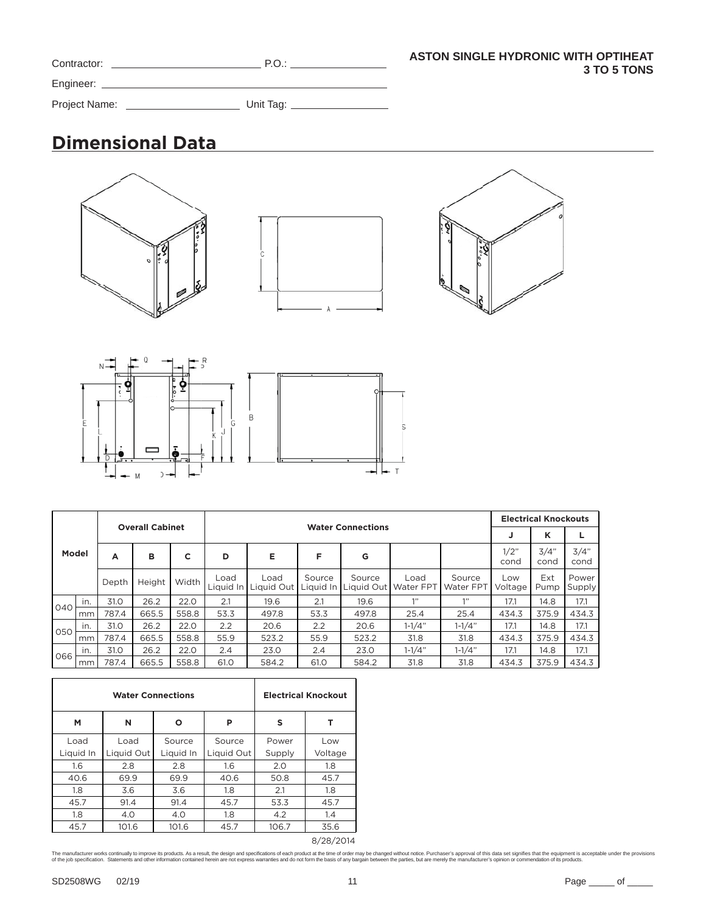Contractor: ______________________ P.O.: ______________

Engineer: ________________________________________

Project Name: __________________ Unit Tag: ______________

**ASTON SINGLE HYDRONIC WITH OPTIHEAT 3 TO 5 TONS**

## Dimensional Data

| Model | | Overall Cabinet | | | Water Connections | | | | | | Electrical Knockouts | | |
|---|---|---|---|---|---|---|---|---|---|---|---|---|---|
| | | | | | | | | | | | J | K | L |
| | | A | B | C | D | E | F | G | | | 1/2" cond | 3/4" cond | 3/4" cond |
| | | Depth | Height | Width | Load Liquid In | Load Liquid Out | Source Liquid In | Source Liquid Out | Load Water FPT | Source Water FPT | Low Voltage | Ext Pump | Power Supply |
| 040 | in. | 31.0 | 26.2 | 22.0 | 2.1 | 19.6 | 2.1 | 19.6 | 1" | 1" | 17.1 | 14.8 | 17.1 |
| | mm | 787.4 | 665.5 | 558.8 | 53.3 | 497.8 | 53.3 | 497.8 | 25.4 | 25.4 | 434.3 | 375.9 | 434.3 |
| 050 | in. | 31.0 | 26.2 | 22.0 | 2.2 | 20.6 | 2.2 | 20.6 | 1-1/4" | 1-1/4" | 17.1 | 14.8 | 17.1 |
| | mm | 787.4 | 665.5 | 558.8 | 55.9 | 523.2 | 55.9 | 523.2 | 31.8 | 31.8 | 434.3 | 375.9 | 434.3 |
| 066 | in. | 31.0 | 26.2 | 22.0 | 2.4 | 23.0 | 2.4 | 23.0 | 1-1/4" | 1-1/4" | 17.1 | 14.8 | 17.1 |
| | mm | 787.4 | 665.5 | 558.8 | 61.0 | 584.2 | 61.0 | 584.2 | 31.8 | 31.8 | 434.3 | 375.9 | 434.3 |

| Water Connections | | | | Electrical Knockout | |
|---|---|---|---|---|---|
| M | N | O | P | S | T |
| Load Liquid In | Load Liquid Out | Source Liquid In | Source Liquid Out | Power Supply | Low Voltage |
| 1.6 | 2.8 | 2.8 | 1.6 | 2.0 | 1.8 |
| 40.6 | 69.9 | 69.9 | 40.6 | 50.8 | 45.7 |
| 1.8 | 3.6 | 3.6 | 1.8 | 2.1 | 1.8 |
| 45.7 | 91.4 | 91.4 | 45.7 | 53.3 | 45.7 |
| 1.8 | 4.0 | 4.0 | 1.8 | 4.2 | 1.4 |
| 45.7 | 101.6 | 101.6 | 45.7 | 106.7 | 35.6 |

8/28/2014

The manufacturer works continually to improve its products. As a result, the design and specifications of each product at the time of order may be changed without notice. Purchaser's approval of this data set signifies that the equipment is acceptable under the provisions of the job specification. Statements and other information contained herein are not express warranties and do not form the basis of any bargain between the parties, but are merely the manufacturer's opinion or commendation of its products.

SD2508WG 02/19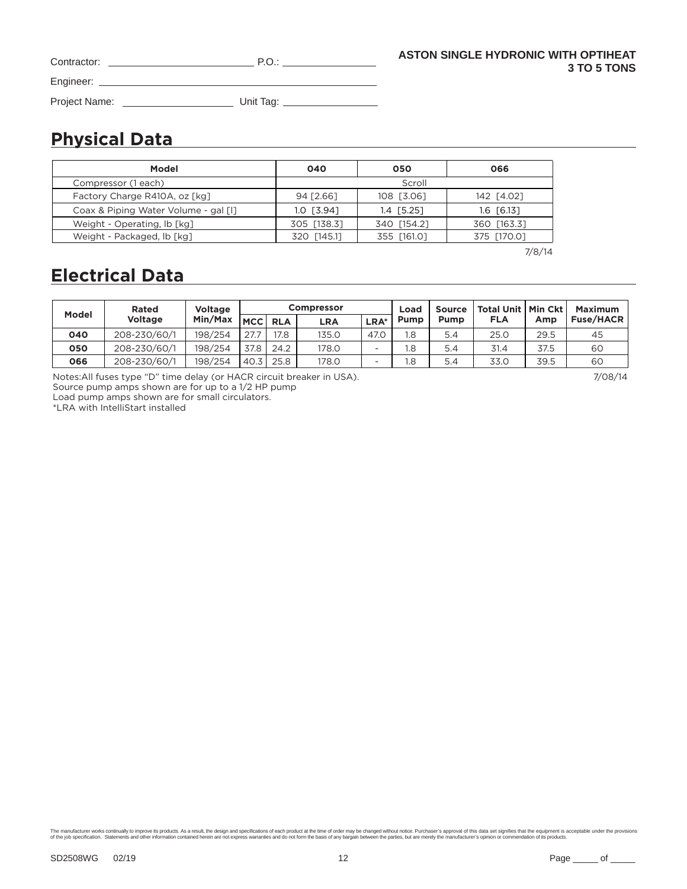Contractor: ____________________ P.O.: ______________

Engineer: ______________________________________

Project Name: ________________ Unit Tag: ______________

**ASTON SINGLE HYDRONIC WITH OPTIHEAT 3 TO 5 TONS**

## Physical Data

| Model | 040 | 050 | 066 |
|---|---|---|---|
| Compressor (1 each) | Scroll | | |
| Factory Charge R410A, oz [kg] | 94 [2.66] | 108 [3.06] | 142 [4.02] |
| Coax & Piping Water Volume - gal [l] | 1.0 [3.94] | 1.4 [5.25] | 1.6 [6.13] |
| Weight - Operating, lb [kg] | 305 [138.3] | 340 [154.2] | 360 [163.3] |
| Weight - Packaged, lb [kg] | 320 [145.1] | 355 [161.0] | 375 [170.0] |

7/8/14

## Electrical Data

| Model | Rated Voltage | Voltage Min/Max | Compressor | | | | Load Pump | Source Pump | Total Unit FLA | Min Ckt Amp | Maximum Fuse/HACR |
|---|---|---|---|---|---|---|---|---|---|---|---|
| | | | MCC | RLA | LRA | LRA* | | | | | |
| **040** | 208-230/60/1 | 198/254 | 27.7 | 17.8 | 135.0 | 47.0 | 1.8 | 5.4 | 25.0 | 29.5 | 45 |
| **050** | 208-230/60/1 | 198/254 | 37.8 | 24.2 | 178.0 | - | 1.8 | 5.4 | 31.4 | 37.5 | 60 |
| **066** | 208-230/60/1 | 198/254 | 40.3 | 25.8 | 178.0 | - | 1.8 | 5.4 | 33.0 | 39.5 | 60 |

Notes:All fuses type "D" time delay (or HACR circuit breaker in USA).
Source pump amps shown are for up to a 1/2 HP pump
Load pump amps shown are for small circulators.
*LRA with IntelliStart installed

7/08/14

The manufacturer works continually to improve its products. As a result, the design and specifications of each product at the time of order may be changed without notice. Purchaser's approval of this data set signifies that the equipment is acceptable under the provisions of the job specification. Statements and other information contained herein are not express warranties and do not form the basis of any bargain between the parties, but are merely the manufacturer's opinion or commendation of its products.

SD2508WG 02/19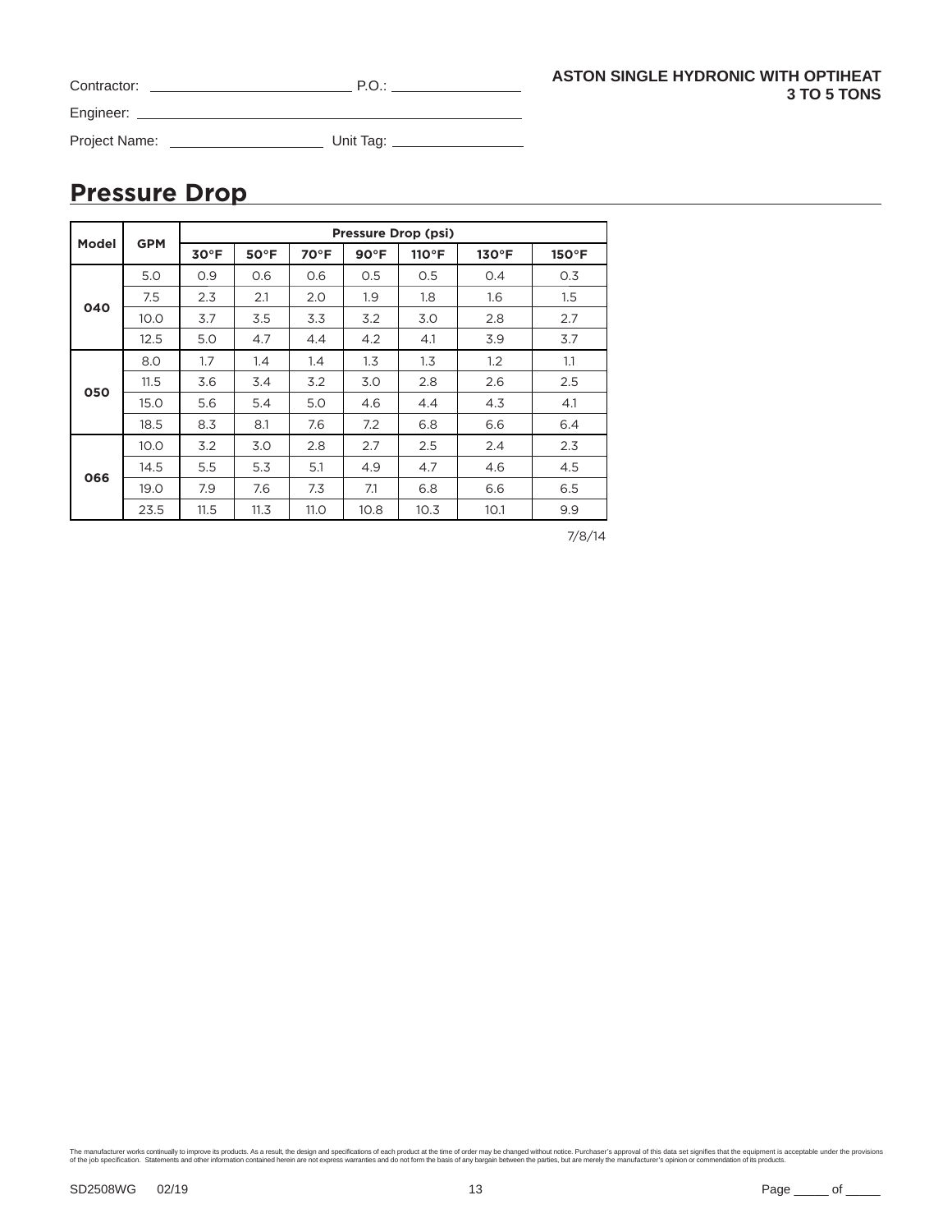Contractor: ____________________ P.O.: ______________

Engineer: ________________________________

Project Name: ________________ Unit Tag: ______________

**ASTON SINGLE HYDRONIC WITH OPTIHEAT**
**3 TO 5 TONS**

## Pressure Drop

| Model | GPM | Pressure Drop (psi) | | | | | | |
|---|---|---|---|---|---|---|---|---|
| | | 30°F | 50°F | 70°F | 90°F | 110°F | 130°F | 150°F |
| 040 | 5.0 | 0.9 | 0.6 | 0.6 | 0.5 | 0.5 | 0.4 | 0.3 |
| | 7.5 | 2.3 | 2.1 | 2.0 | 1.9 | 1.8 | 1.6 | 1.5 |
| | 10.0 | 3.7 | 3.5 | 3.3 | 3.2 | 3.0 | 2.8 | 2.7 |
| | 12.5 | 5.0 | 4.7 | 4.4 | 4.2 | 4.1 | 3.9 | 3.7 |
| 050 | 8.0 | 1.7 | 1.4 | 1.4 | 1.3 | 1.3 | 1.2 | 1.1 |
| | 11.5 | 3.6 | 3.4 | 3.2 | 3.0 | 2.8 | 2.6 | 2.5 |
| | 15.0 | 5.6 | 5.4 | 5.0 | 4.6 | 4.4 | 4.3 | 4.1 |
| | 18.5 | 8.3 | 8.1 | 7.6 | 7.2 | 6.8 | 6.6 | 6.4 |
| 066 | 10.0 | 3.2 | 3.0 | 2.8 | 2.7 | 2.5 | 2.4 | 2.3 |
| | 14.5 | 5.5 | 5.3 | 5.1 | 4.9 | 4.7 | 4.6 | 4.5 |
| | 19.0 | 7.9 | 7.6 | 7.3 | 7.1 | 6.8 | 6.6 | 6.5 |
| | 23.5 | 11.5 | 11.3 | 11.0 | 10.8 | 10.3 | 10.1 | 9.9 |

7/8/14

The manufacturer works continually to improve its products. As a result, the design and specifications of each product at the time of order may be changed without notice. Purchaser's approval of this data set signifies that the equipment is acceptable under the provisions of the job specification. Statements and other information contained herein are not express warranties and do not form the basis of any bargain between the parties, but are merely the manufacturer's opinion or commendation of its products.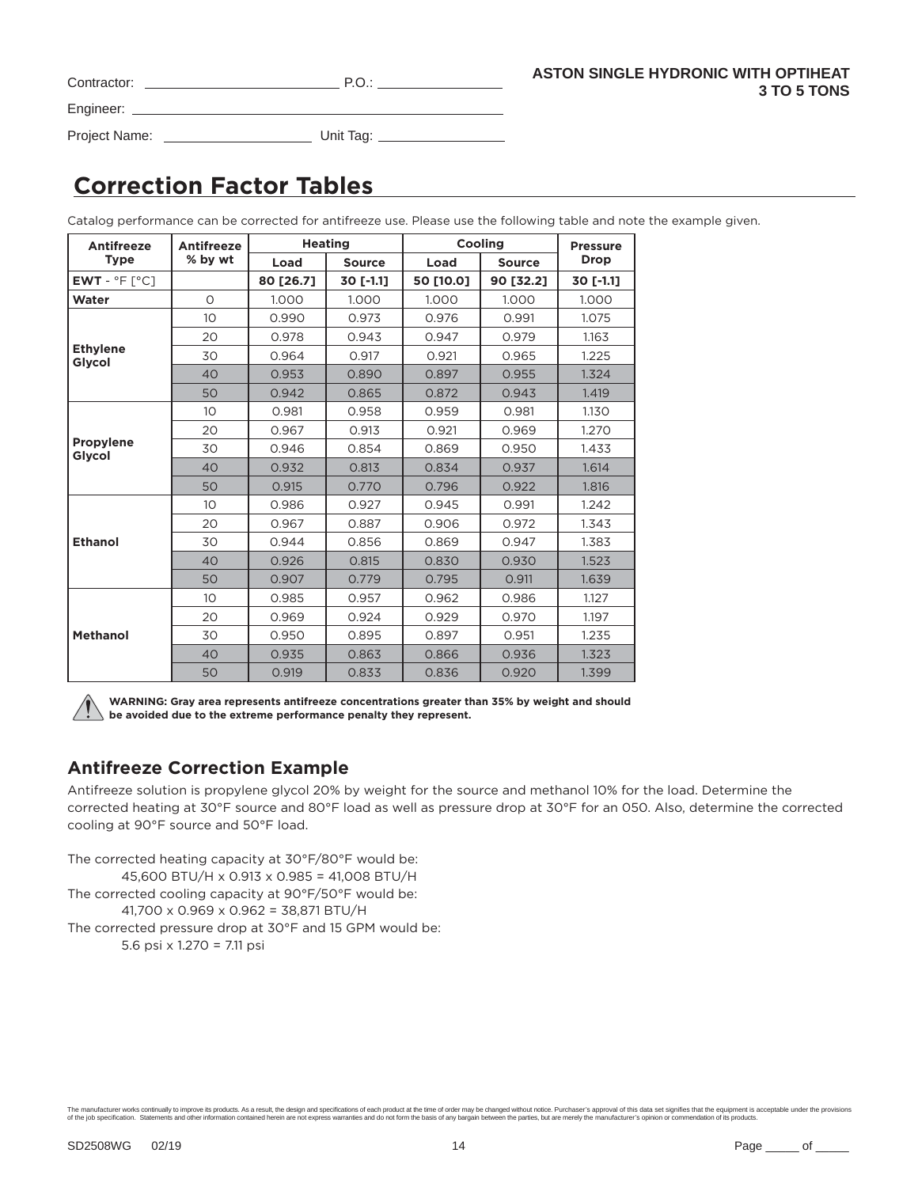Contractor: ______________________ P.O.: ______________

Engineer: ______________________________________________

Project Name: __________________ Unit Tag: ______________

**ASTON SINGLE HYDRONIC WITH OPTIHEAT**
**3 TO 5 TONS**

# Correction Factor Tables

Catalog performance can be corrected for antifreeze use. Please use the following table and note the example given.

| Antifreeze Type | Antifreeze % by wt | Heating | | Cooling | | Pressure Drop |
|---|---|---|---|---|---|---|
| | | Load | Source | Load | Source | |
| **EWT** - °F [°C] | | 80 [26.7] | 30 [-1.1] | 50 [10.0] | 90 [32.2] | 30 [-1.1] |
| **Water** | 0 | 1.000 | 1.000 | 1.000 | 1.000 | 1.000 |
| **Ethylene Glycol** | 10 | 0.990 | 0.973 | 0.976 | 0.991 | 1.075 |
| | 20 | 0.978 | 0.943 | 0.947 | 0.979 | 1.163 |
| | 30 | 0.964 | 0.917 | 0.921 | 0.965 | 1.225 |
| | 40 | 0.953 | 0.890 | 0.897 | 0.955 | 1.324 |
| | 50 | 0.942 | 0.865 | 0.872 | 0.943 | 1.419 |
| **Propylene Glycol** | 10 | 0.981 | 0.958 | 0.959 | 0.981 | 1.130 |
| | 20 | 0.967 | 0.913 | 0.921 | 0.969 | 1.270 |
| | 30 | 0.946 | 0.854 | 0.869 | 0.950 | 1.433 |
| | 40 | 0.932 | 0.813 | 0.834 | 0.937 | 1.614 |
| | 50 | 0.915 | 0.770 | 0.796 | 0.922 | 1.816 |
| **Ethanol** | 10 | 0.986 | 0.927 | 0.945 | 0.991 | 1.242 |
| | 20 | 0.967 | 0.887 | 0.906 | 0.972 | 1.343 |
| | 30 | 0.944 | 0.856 | 0.869 | 0.947 | 1.383 |
| | 40 | 0.926 | 0.815 | 0.830 | 0.930 | 1.523 |
| | 50 | 0.907 | 0.779 | 0.795 | 0.911 | 1.639 |
| **Methanol** | 10 | 0.985 | 0.957 | 0.962 | 0.986 | 1.127 |
| | 20 | 0.969 | 0.924 | 0.929 | 0.970 | 1.197 |
| | 30 | 0.950 | 0.895 | 0.897 | 0.951 | 1.235 |
| | 40 | 0.935 | 0.863 | 0.866 | 0.936 | 1.323 |
| | 50 | 0.919 | 0.833 | 0.836 | 0.920 | 1.399 |

**WARNING: Gray area represents antifreeze concentrations greater than 35% by weight and should be avoided due to the extreme performance penalty they represent.**

## Antifreeze Correction Example

Antifreeze solution is propylene glycol 20% by weight for the source and methanol 10% for the load. Determine the corrected heating at 30°F source and 80°F load as well as pressure drop at 30°F for an 050. Also, determine the corrected cooling at 90°F source and 50°F load.

The corrected heating capacity at 30°F/80°F would be:
45,600 BTU/H x 0.913 x 0.985 = 41,008 BTU/H
The corrected cooling capacity at 90°F/50°F would be:
41,700 x 0.969 x 0.962 = 38,871 BTU/H
The corrected pressure drop at 30°F and 15 GPM would be:
5.6 psi x 1.270 = 7.11 psi

The manufacturer works continually to improve its products. As a result, the design and specifications of each product at the time of order may be changed without notice. Purchaser's approval of this data set signifies that the equipment is acceptable under the provisions of the job specification. Statements and other information contained herein are not express warranties and do not form the basis of any bargain between the parties, but are merely the manufacturer's opinion or commendation of its products.

SD2508WG 02/19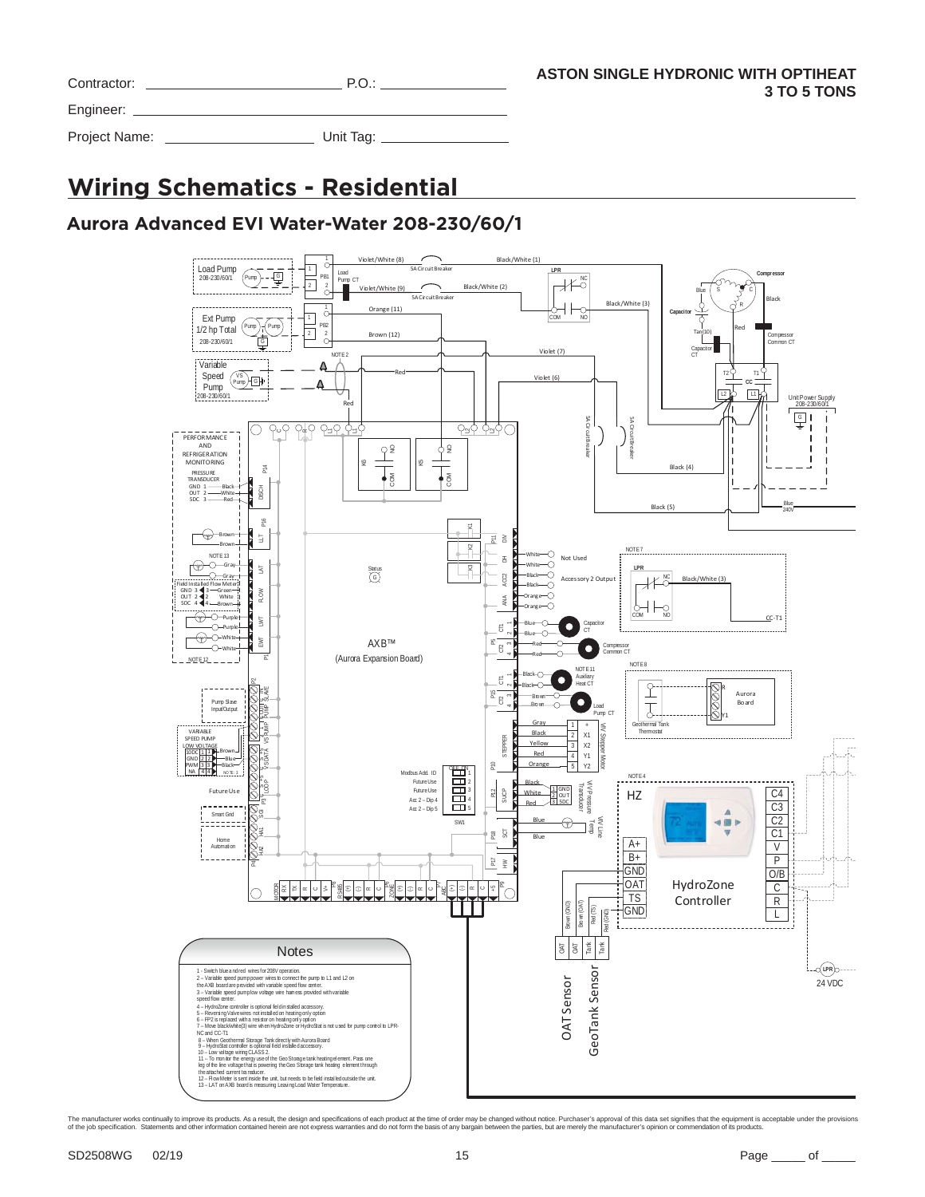Contractor: ______________________ P.O.: ________________

Engineer: ____________________________________________

Project Name: __________________ Unit Tag: ________________

**ASTON SINGLE HYDRONIC WITH OPTIHEAT**
**3 TO 5 TONS**

# Wiring Schematics - Residential

## Aurora Advanced EVI Water-Water 208-230/60/1

### Notes

1 - Switch blue and red wires for 208V operation.
2 – Variable speed pump power wires to connect the pump to L1 and L2 on the AXB board are provided with variable speed flow center.
3 – Variable speed pump low voltage wire harness provided with variable speed flow center.
4 – HydroZone controller is optional field installed accessory.
5 – Reversing Valve wires not installed on heating only option
6 – FP2 is replaced with a resistor on heating only option
7 – Move black/white(3) wire when HydroZone or HydroStat is not used for pump control to LPR-NC and CC-T1
8 – When Geothermal Storage Tank directly with Aurora Board
9 – HydroStat controller is optional field installed accessory.
10 – Low voltage wiring CLASS 2.
11 – To monitor the energy use of the Geo Storage tank heating element. Pass one leg of the line voltage that is powering the Geo Storage tank heating element through the attached current transducer.
12 – Flow Meter is sent inside the unit, but needs to be field installed outside the unit.
13 – LAT on AXB board is measuring Leaving Load Water Temperature.

The manufacturer works continually to improve its products. As a result, the design and specifications of each product at the time of order may be changed without notice. Purchaser's approval of this data set signifies that the equipment is acceptable under the provisions of the job specification. Statements and other information contained herein are not express warranties and do not form the basis of any bargain between the parties, but are merely the manufacturer's opinion or commendation of its products.

SD2508WG 02/19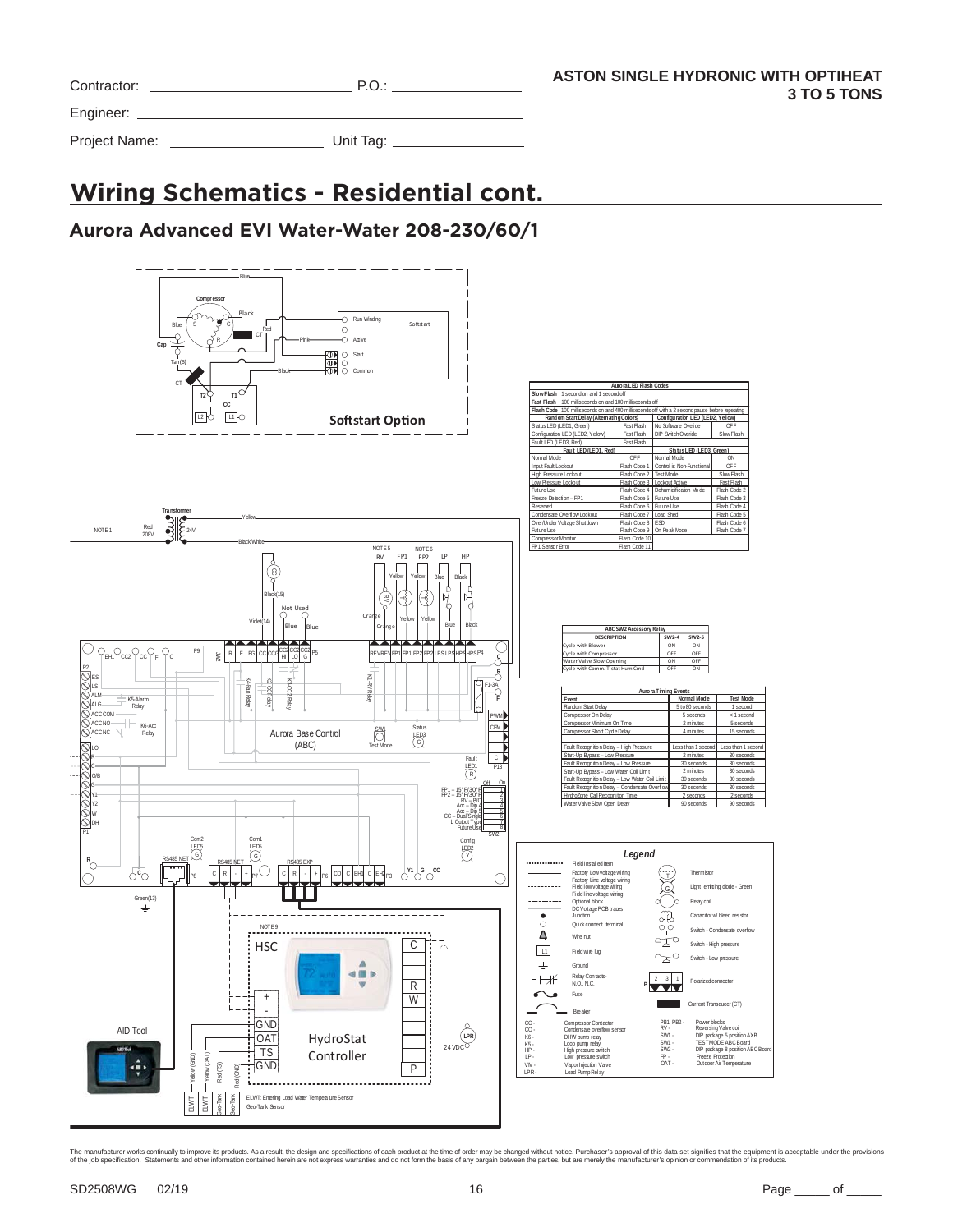Contractor: ____________________ P.O.: ____________

Engineer: ____________________

Project Name: ____________ Unit Tag: ____________

**ASTON SINGLE HYDRONIC WITH OPTIHEAT**
**3 TO 5 TONS**

# Wiring Schematics - Residential cont.

## Aurora Advanced EVI Water-Water 208-230/60/1

| Aurora LED Flash Codes | | | |
|---|---|---|---|
| Slow Flash | 1 second on and 1 second off | | |
| Fast Flash | 100 milliseconds on and 100 milliseconds off | | |
| Flash Code | 100 milliseconds on and 400 milliseconds off with a 2 second pause before repeating | | |
| **Random Start Delay (Alternating Colors)** | | **Configuration LED (LED2, Yellow)** | |
| Status LED (LED1, Green) | Fast Flash | No Software Overide | OFF |
| Configuration LED (LED2, Yellow) | Fast Flash | DIP Switch Overide | Slow Flash |
| Fault LED (LED3, Red) | Fast Flash | | |
| **Fault LED (LED1, Red)** | | **Status LED (LED3, Green)** | |
| Normal Mode | OFF | Normal Mode | ON |
| Input Fault Lockout | Flash Code 1 | Control is Non-Functional | OFF |
| High Pressure Lockout | Flash Code 2 | Test Mode | Slow Flash |
| Low Pressure Lockout | Flash Code 3 | Lockout Active | Fast Flash |
| Future Use | Flash Code 4 | Dehumidification Mode | Flash Code 2 |
| Freeze Detection – FP1 | Flash Code 5 | Future Use | Flash Code 3 |
| Reserved | Flash Code 6 | Future Use | Flash Code 4 |
| Condensate Overflow Lockout | Flash Code 7 | Load Shed | Flash Code 5 |
| Over/Under Voltage Shutdown | Flash Code 8 | ESD | Flash Code 6 |
| Future Use | Flash Code 9 | On Peak Mode | Flash Code 7 |
| Compressor Monitor | Flash Code 10 | | |
| FP1 Sensor Error | Flash Code 11 | | |

| ABC SW2 Accessory Relay | | |
|---|---|---|
| DESCRIPTION | SW2-4 | SW2-5 |
| Cycle with Blower | ON | ON |
| Cycle with Compressor | OFF | OFF |
| Water Valve Slow Opening | ON | OFF |
| Cycle with Comm. T-stat Hum Cmd | OFF | ON |

| Aurora Timing Events | | |
|---|---|---|
| Event | Normal Mode | Test Mode |
| Random Start Delay | 5 to 80 seconds | 1 second |
| Compressor On Delay | 5 seconds | < 1 second |
| Compressor Minimum On Time | 2 minutes | 5 seconds |
| Compressor Short Cycle Delay | 4 minutes | 15 seconds |
| Fault Recognition Delay – High Pressure | Less than 1 second | Less than 1 second |
| Start-Up Bypass – Low Pressure | 2 minutes | 30 seconds |
| Fault Recognition Delay – Low Pressure | 30 seconds | 30 seconds |
| Start-Up Bypass – Low Water Coil Limit | 2 minutes | 30 seconds |
| Fault Recognition Delay – Low Water Coil Limit | 30 seconds | 30 seconds |
| Fault Recognition Delay – Condensate Overflow | 30 seconds | 30 seconds |
| HydroZone Call Recognition Time | 2 seconds | 2 seconds |
| Water Valve Slow Open Delay | 90 seconds | 90 seconds |

**Legend**

- Field Installed Item
- Factory Low voltage wiring
- Factory Line voltage wiring
- Field low voltage wiring
- Field line voltage wiring
- Optional block
- DC Voltage PCB traces
- Junction
- Quick connect terminal
- Wire nut
- Field wire lug
- Ground
- Relay Contacts- N.O., N.C.
- Fuse
- Breaker
- Thermistor
- Light emitting diode - Green
- Relay coil
- Capacitor w/ bleed resistor
- Switch - Condensate overflow
- Switch - High pressure
- Switch - Low pressure
- Polarized connector
- Current Transducer (CT)

CC - Compressor Contactor
CO - Condensate overflow sensor
K6 - DHW pump relay
K5 - Loop pump relay
HP - High pressure switch
LP - Low pressure switch
VIV - Vapor Injection Valve
LPR - Load Pump Relay
PB1, PB2 - Power blocks
RV - Reversing Valve coil
SW1 - DIP package 5 position AXB
SW1 - TEST MODE ABC Board
SW2 - DIP package 8 position ABC Board
FP - Freeze Protection
OAT - Outdoor Air Temperature

ELWT: Entering Load Water Temperature Sensor
Geo-Tank Sensor

The manufacturer works continually to improve its products. As a result, the design and specifications of each product at the time of order may be changed without notice. Purchaser's approval of this data set signifies that the equipment is acceptable under the provisions of the job specification. Statements and other information contained herein are not express warranties and do not form the basis of any bargain between the parties, but are merely the manufacturer's opinion or commendation of its products.

SD2508WG 02/19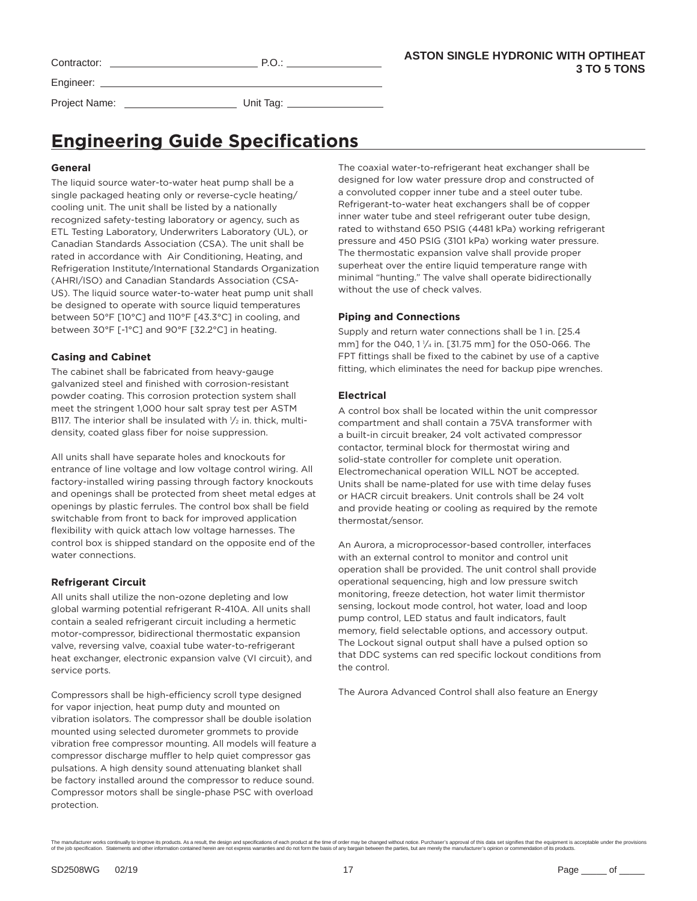Contractor: ______________________ P.O.: ______________

Engineer: ________________________________________

Project Name: ________________ Unit Tag: ______________

**ASTON SINGLE HYDRONIC WITH OPTIHEAT**
**3 TO 5 TONS**

# Engineering Guide Specifications

### General

The liquid source water-to-water heat pump shall be a single packaged heating only or reverse-cycle heating/cooling unit. The unit shall be listed by a nationally recognized safety-testing laboratory or agency, such as ETL Testing Laboratory, Underwriters Laboratory (UL), or Canadian Standards Association (CSA). The unit shall be rated in accordance with Air Conditioning, Heating, and Refrigeration Institute/International Standards Organization (AHRI/ISO) and Canadian Standards Association (CSA-US). The liquid source water-to-water heat pump unit shall be designed to operate with source liquid temperatures between 50°F [10°C] and 110°F [43.3°C] in cooling, and between 30°F [-1°C] and 90°F [32.2°C] in heating.

### Casing and Cabinet

The cabinet shall be fabricated from heavy-gauge galvanized steel and finished with corrosion-resistant powder coating. This corrosion protection system shall meet the stringent 1,000 hour salt spray test per ASTM B117. The interior shall be insulated with 1/2 in. thick, multi-density, coated glass fiber for noise suppression.

All units shall have separate holes and knockouts for entrance of line voltage and low voltage control wiring. All factory-installed wiring passing through factory knockouts and openings shall be protected from sheet metal edges at openings by plastic ferrules. The control box shall be field switchable from front to back for improved application flexibility with quick attach low voltage harnesses. The control box is shipped standard on the opposite end of the water connections.

### Refrigerant Circuit

All units shall utilize the non-ozone depleting and low global warming potential refrigerant R-410A. All units shall contain a sealed refrigerant circuit including a hermetic motor-compressor, bidirectional thermostatic expansion valve, reversing valve, coaxial tube water-to-refrigerant heat exchanger, electronic expansion valve (VI circuit), and service ports.

Compressors shall be high-efficiency scroll type designed for vapor injection, heat pump duty and mounted on vibration isolators. The compressor shall be double isolation mounted using selected durometer grommets to provide vibration free compressor mounting. All models will feature a compressor discharge muffler to help quiet compressor gas pulsations. A high density sound attenuating blanket shall be factory installed around the compressor to reduce sound. Compressor motors shall be single-phase PSC with overload protection.

The coaxial water-to-refrigerant heat exchanger shall be designed for low water pressure drop and constructed of a convoluted copper inner tube and a steel outer tube. Refrigerant-to-water heat exchangers shall be of copper inner water tube and steel refrigerant outer tube design, rated to withstand 650 PSIG (4481 kPa) working refrigerant pressure and 450 PSIG (3101 kPa) working water pressure. The thermostatic expansion valve shall provide proper superheat over the entire liquid temperature range with minimal "hunting." The valve shall operate bidirectionally without the use of check valves.

### Piping and Connections

Supply and return water connections shall be 1 in. [25.4 mm] for the 040, 1 1/4 in. [31.75 mm] for the 050-066. The FPT fittings shall be fixed to the cabinet by use of a captive fitting, which eliminates the need for backup pipe wrenches.

### Electrical

A control box shall be located within the unit compressor compartment and shall contain a 75VA transformer with a built-in circuit breaker, 24 volt activated compressor contactor, terminal block for thermostat wiring and solid-state controller for complete unit operation. Electromechanical operation WILL NOT be accepted. Units shall be name-plated for use with time delay fuses or HACR circuit breakers. Unit controls shall be 24 volt and provide heating or cooling as required by the remote thermostat/sensor.

An Aurora, a microprocessor-based controller, interfaces with an external control to monitor and control unit operation shall be provided. The unit control shall provide operational sequencing, high and low pressure switch monitoring, freeze detection, hot water limit thermistor sensing, lockout mode control, hot water, load and loop pump control, LED status and fault indicators, fault memory, field selectable options, and accessory output. The Lockout signal output shall have a pulsed option so that DDC systems can red specific lockout conditions from the control.

The Aurora Advanced Control shall also feature an Energy

The manufacturer works continually to improve its products. As a result, the design and specifications of each product at the time of order may be changed without notice. Purchaser's approval of this data set signifies that the equipment is acceptable under the provisions of the job specification. Statements and other information contained herein are not express warranties and do not form the basis of any bargain between the parties, but are merely the manufacturer's opinion or commendation of its products.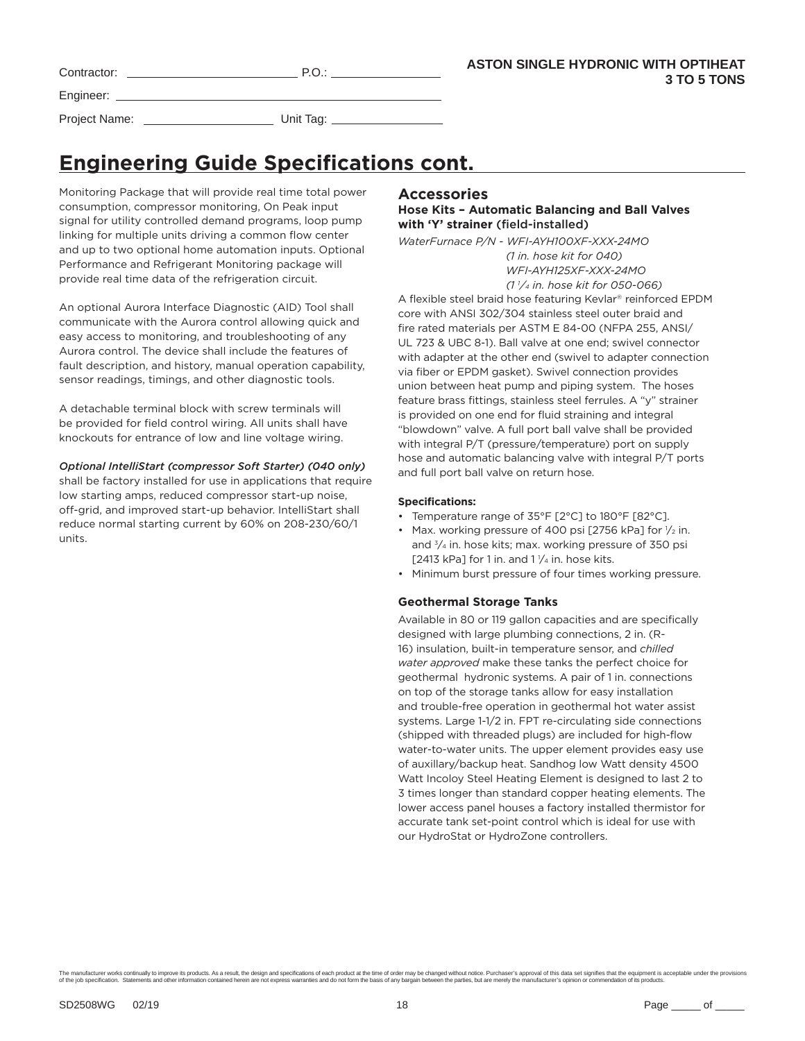# Engineering Guide Specifications cont.

Monitoring Package that will provide real time total power consumption, compressor monitoring, On Peak input signal for utility controlled demand programs, loop pump linking for multiple units driving a common flow center and up to two optional home automation inputs. Optional Performance and Refrigerant Monitoring package will provide real time data of the refrigeration circuit.

An optional Aurora Interface Diagnostic (AID) Tool shall communicate with the Aurora control allowing quick and easy access to monitoring, and troubleshooting of any Aurora control. The device shall include the features of fault description, and history, manual operation capability, sensor readings, timings, and other diagnostic tools.

A detachable terminal block with screw terminals will be provided for field control wiring. All units shall have knockouts for entrance of low and line voltage wiring.

*Optional IntelliStart (compressor Soft Starter) (040 only)* shall be factory installed for use in applications that require low starting amps, reduced compressor start-up noise, off-grid, and improved start-up behavior. IntelliStart shall reduce normal starting current by 60% on 208-230/60/1 units.

## Accessories

### Hose Kits – Automatic Balancing and Ball Valves with 'Y' strainer (field-installed)

*WaterFurnace P/N - WFI-AYH100XF-XXX-24MO*
*(1 in. hose kit for 040)*
*WFI-AYH125XF-XXX-24MO*
*(1 1/4 in. hose kit for 050-066)*

A flexible steel braid hose featuring Kevlar® reinforced EPDM core with ANSI 302/304 stainless steel outer braid and fire rated materials per ASTM E 84-00 (NFPA 255, ANSI/UL 723 & UBC 8-1). Ball valve at one end; swivel connector with adapter at the other end (swivel to adapter connection via fiber or EPDM gasket). Swivel connection provides union between heat pump and piping system. The hoses feature brass fittings, stainless steel ferrules. A "y" strainer is provided on one end for fluid straining and integral "blowdown" valve. A full port ball valve shall be provided with integral P/T (pressure/temperature) port on supply hose and automatic balancing valve with integral P/T ports and full port ball valve on return hose.

**Specifications:**

- Temperature range of 35°F [2°C] to 180°F [82°C].
- Max. working pressure of 400 psi [2756 kPa] for 1/2 in. and 3/4 in. hose kits; max. working pressure of 350 psi [2413 kPa] for 1 in. and 1 1/4 in. hose kits.
- Minimum burst pressure of four times working pressure.

### Geothermal Storage Tanks

Available in 80 or 119 gallon capacities and are specifically designed with large plumbing connections, 2 in. (R-16) insulation, built-in temperature sensor, and *chilled water approved* make these tanks the perfect choice for geothermal hydronic systems. A pair of 1 in. connections on top of the storage tanks allow for easy installation and trouble-free operation in geothermal hot water assist systems. Large 1-1/2 in. FPT re-circulating side connections (shipped with threaded plugs) are included for high-flow water-to-water units. The upper element provides easy use of auxillary/backup heat. Sandhog low Watt density 4500 Watt Incoloy Steel Heating Element is designed to last 2 to 3 times longer than standard copper heating elements. The lower access panel houses a factory installed thermistor for accurate tank set-point control which is ideal for use with our HydroStat or HydroZone controllers.

The manufacturer works continually to improve its products. As a result, the design and specifications of each product at the time of order may be changed without notice. Purchaser's approval of this data set signifies that the equipment is acceptable under the provisions of the job specification. Statements and other information contained herein are not express warranties and do not form the basis of any bargain between the parties, but are merely the manufacturer's opinion or commendation of its products.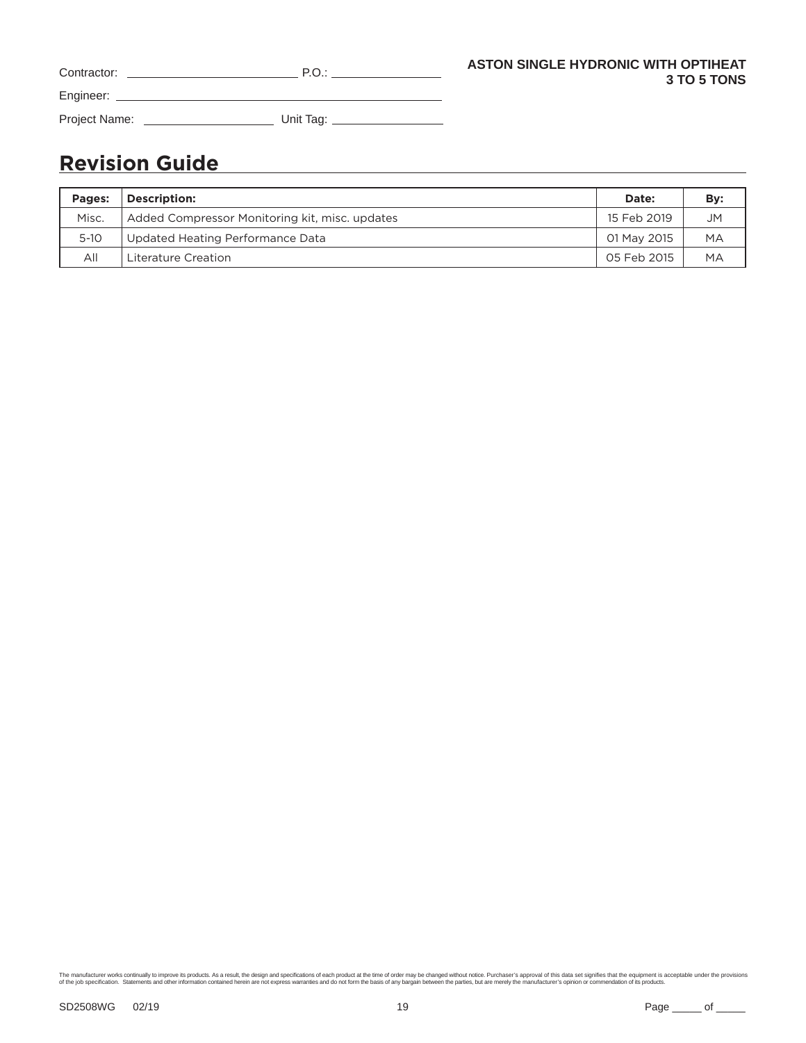Contractor: \_\_\_\_\_\_\_\_\_\_\_\_\_\_\_\_\_\_\_\_\_\_\_\_ P.O.: \_\_\_\_\_\_\_\_\_\_\_\_\_\_\_\_

Engineer: \_\_\_\_\_\_\_\_\_\_\_\_\_\_\_\_\_\_\_\_\_\_\_\_\_\_\_\_\_\_\_\_\_\_\_\_\_\_\_\_\_\_\_\_

Project Name: \_\_\_\_\_\_\_\_\_\_\_\_\_\_\_\_\_\_\_\_ Unit Tag: \_\_\_\_\_\_\_\_\_\_\_\_\_\_\_\_

**ASTON SINGLE HYDRONIC WITH OPTIHEAT**
**3 TO 5 TONS**

## Revision Guide

| Pages: | Description: | Date: | By: |
|---|---|---|---|
| Misc. | Added Compressor Monitoring kit, misc. updates | 15 Feb 2019 | JM |
| 5-10 | Updated Heating Performance Data | 01 May 2015 | MA |
| All | Literature Creation | 05 Feb 2015 | MA |

The manufacturer works continually to improve its products. As a result, the design and specifications of each product at the time of order may be changed without notice. Purchaser's approval of this data set signifies that the equipment is acceptable under the provisions of the job specification. Statements and other information contained herein are not express warranties and do not form the basis of any bargain between the parties, but are merely the manufacturer's opinion or commendation of its products.

SD2508WG 02/19